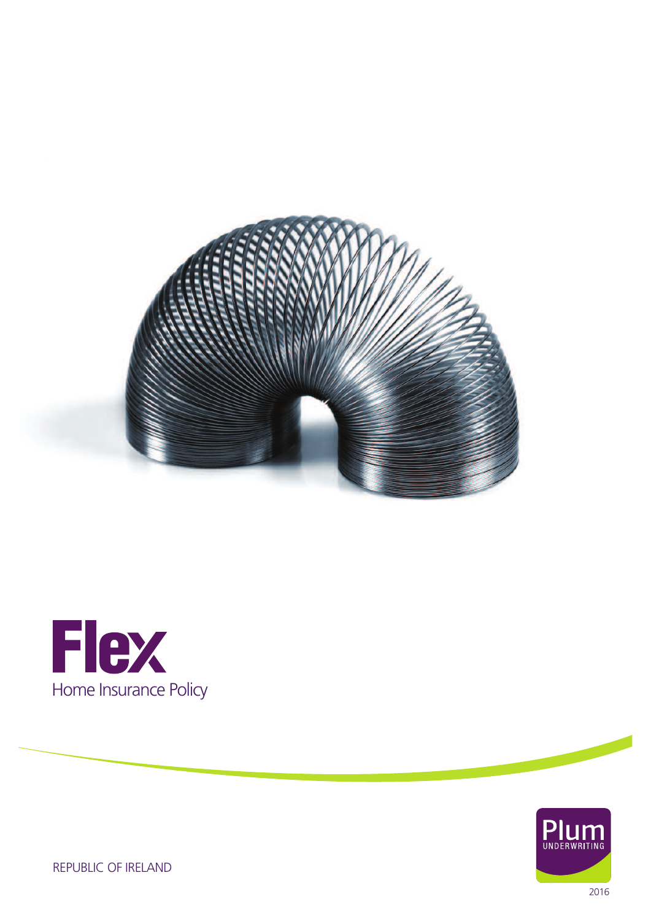# Flex

Home Insurance Policy

REPUBLIC OF IRELAND

Plum UNDERWRITING

2016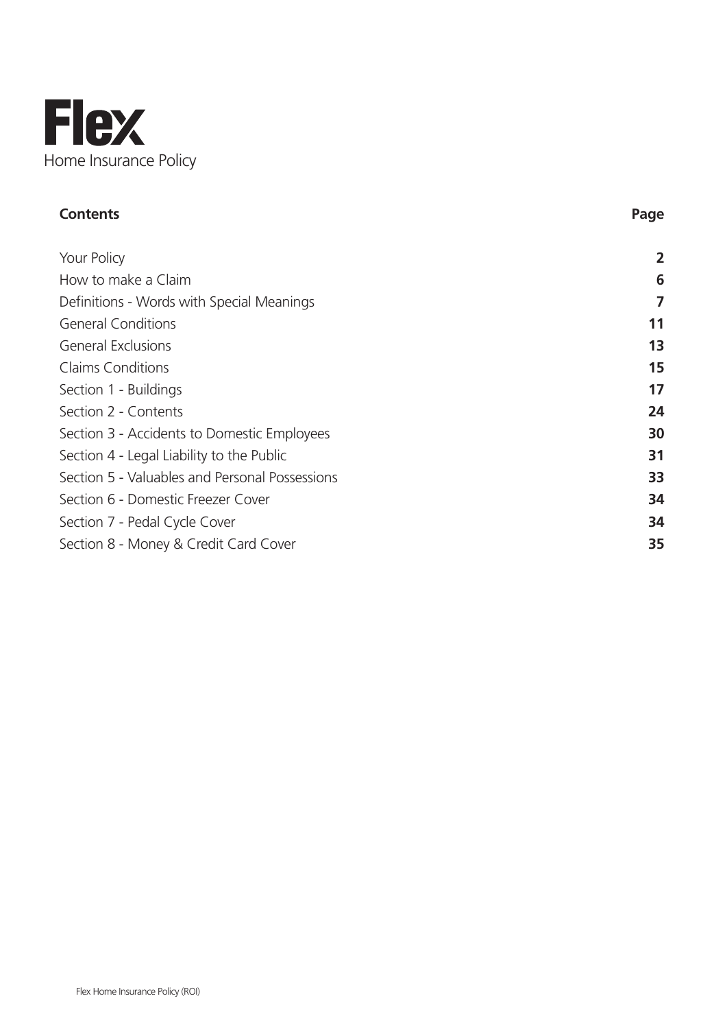# Flex

Home Insurance Policy

| Contents | Page |
| --- | --- |
| Your Policy | 2 |
| How to make a Claim | 6 |
| Definitions - Words with Special Meanings | 7 |
| General Conditions | 11 |
| General Exclusions | 13 |
| Claims Conditions | 15 |
| Section 1 - Buildings | 17 |
| Section 2 - Contents | 24 |
| Section 3 - Accidents to Domestic Employees | 30 |
| Section 4 - Legal Liability to the Public | 31 |
| Section 5 - Valuables and Personal Possessions | 33 |
| Section 6 - Domestic Freezer Cover | 34 |
| Section 7 - Pedal Cycle Cover | 34 |
| Section 8 - Money & Credit Card Cover | 35 |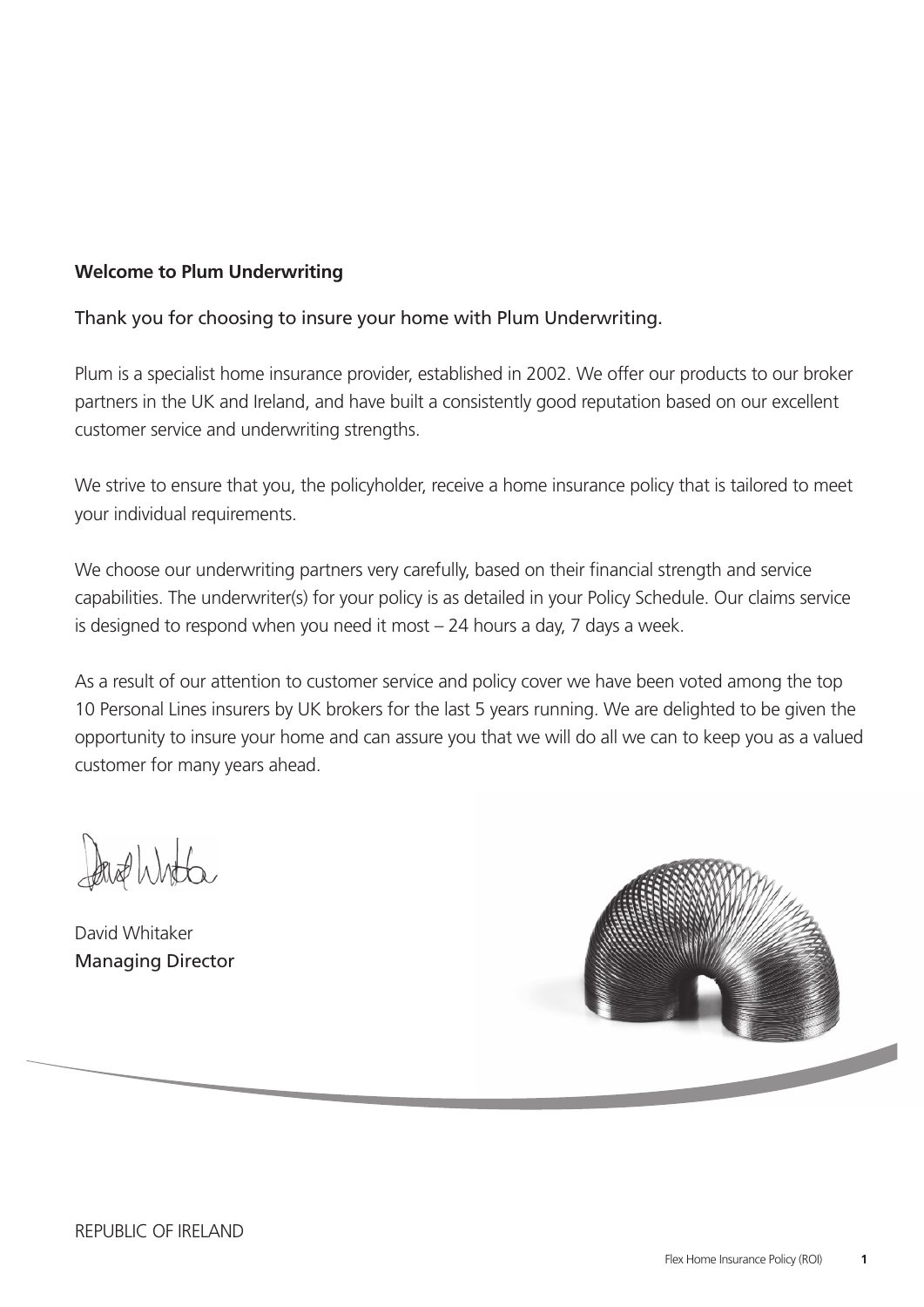**Welcome to Plum Underwriting**

Thank you for choosing to insure your home with Plum Underwriting.

Plum is a specialist home insurance provider, established in 2002. We offer our products to our broker partners in the UK and Ireland, and have built a consistently good reputation based on our excellent customer service and underwriting strengths.

We strive to ensure that you, the policyholder, receive a home insurance policy that is tailored to meet your individual requirements.

We choose our underwriting partners very carefully, based on their financial strength and service capabilities. The underwriter(s) for your policy is as detailed in your Policy Schedule. Our claims service is designed to respond when you need it most – 24 hours a day, 7 days a week.

As a result of our attention to customer service and policy cover we have been voted among the top 10 Personal Lines insurers by UK brokers for the last 5 years running. We are delighted to be given the opportunity to insure your home and can assure you that we will do all we can to keep you as a valued customer for many years ahead.

David Whitaker
Managing Director

REPUBLIC OF IRELAND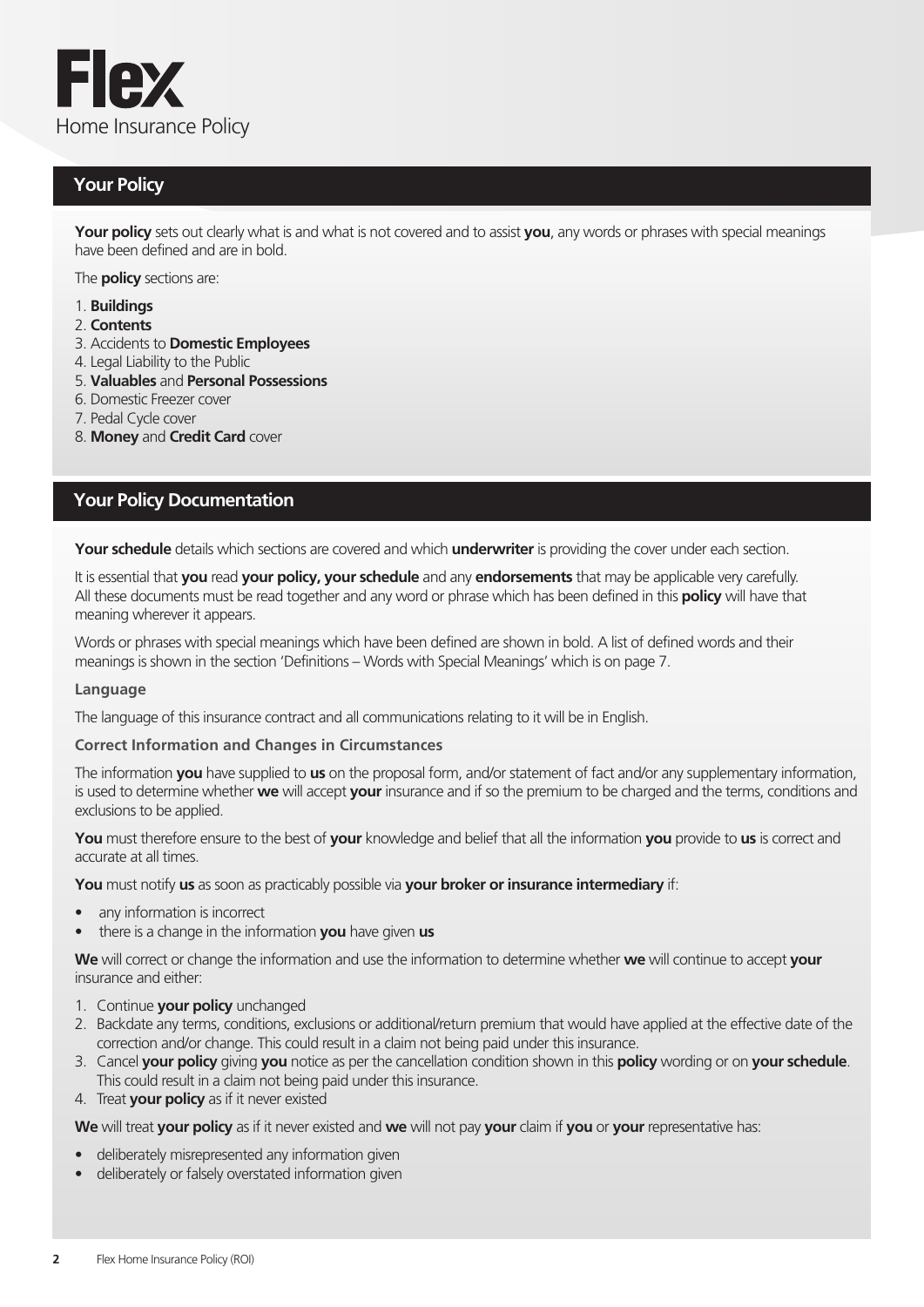# Flex

Home Insurance Policy

## Your Policy

**Your policy** sets out clearly what is and what is not covered and to assist **you**, any words or phrases with special meanings have been defined and are in bold.

The **policy** sections are:

1. **Buildings**
2. **Contents**
3. Accidents to **Domestic Employees**
4. Legal Liability to the Public
5. **Valuables** and **Personal Possessions**
6. Domestic Freezer cover
7. Pedal Cycle cover
8. **Money** and **Credit Card** cover

## Your Policy Documentation

**Your schedule** details which sections are covered and which **underwriter** is providing the cover under each section.

It is essential that **you** read **your policy, your schedule** and any **endorsements** that may be applicable very carefully. All these documents must be read together and any word or phrase which has been defined in this **policy** will have that meaning wherever it appears.

Words or phrases with special meanings which have been defined are shown in bold. A list of defined words and their meanings is shown in the section 'Definitions – Words with Special Meanings' which is on page 7.

### Language

The language of this insurance contract and all communications relating to it will be in English.

### Correct Information and Changes in Circumstances

The information **you** have supplied to **us** on the proposal form, and/or statement of fact and/or any supplementary information, is used to determine whether **we** will accept **your** insurance and if so the premium to be charged and the terms, conditions and exclusions to be applied.

**You** must therefore ensure to the best of **your** knowledge and belief that all the information **you** provide to **us** is correct and accurate at all times.

**You** must notify **us** as soon as practicably possible via **your broker or insurance intermediary** if:

- any information is incorrect
- there is a change in the information **you** have given **us**

**We** will correct or change the information and use the information to determine whether **we** will continue to accept **your** insurance and either:

1. Continue **your policy** unchanged
2. Backdate any terms, conditions, exclusions or additional/return premium that would have applied at the effective date of the correction and/or change. This could result in a claim not being paid under this insurance.
3. Cancel **your policy** giving **you** notice as per the cancellation condition shown in this **policy** wording or on **your schedule**. This could result in a claim not being paid under this insurance.
4. Treat **your policy** as if it never existed

**We** will treat **your policy** as if it never existed and **we** will not pay **your** claim if **you** or **your** representative has:

- deliberately misrepresented any information given
- deliberately or falsely overstated information given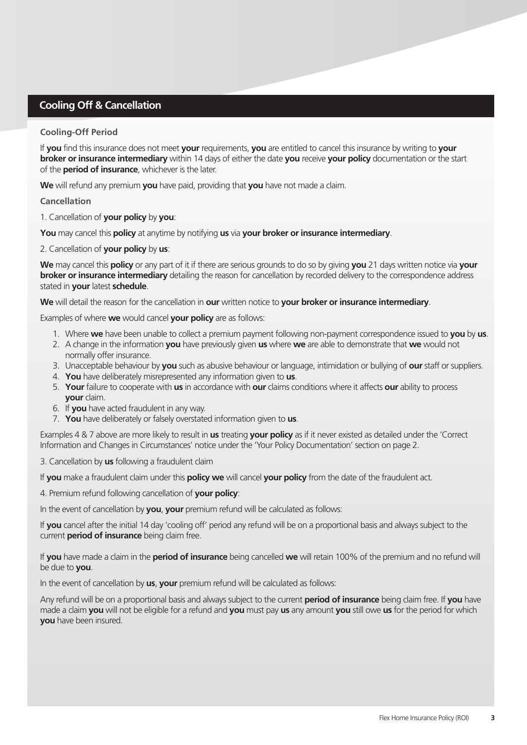## Cooling Off & Cancellation

### Cooling-Off Period

If **you** find this insurance does not meet **your** requirements, **you** are entitled to cancel this insurance by writing to **your broker or insurance intermediary** within 14 days of either the date **you** receive **your policy** documentation or the start of the **period of insurance**, whichever is the later.

**We** will refund any premium **you** have paid, providing that **you** have not made a claim.

### Cancellation

1. Cancellation of **your policy** by **you**:

**You** may cancel this **policy** at anytime by notifying **us** via **your broker or insurance intermediary**.

2. Cancellation of **your policy** by **us**:

**We** may cancel this **policy** or any part of it if there are serious grounds to do so by giving **you** 21 days written notice via **your broker or insurance intermediary** detailing the reason for cancellation by recorded delivery to the correspondence address stated in **your** latest **schedule**.

**We** will detail the reason for the cancellation in **our** written notice to **your broker or insurance intermediary**.

Examples of where **we** would cancel **your policy** are as follows:

1. Where **we** have been unable to collect a premium payment following non-payment correspondence issued to **you** by **us**.
2. A change in the information **you** have previously given **us** where **we** are able to demonstrate that **we** would not normally offer insurance.
3. Unacceptable behaviour by **you** such as abusive behaviour or language, intimidation or bullying of **our** staff or suppliers.
4. **You** have deliberately misrepresented any information given to **us**.
5. **Your** failure to cooperate with **us** in accordance with **our** claims conditions where it affects **our** ability to process **your** claim.
6. If **you** have acted fraudulent in any way.
7. **You** have deliberately or falsely overstated information given to **us**.

Examples 4 & 7 above are more likely to result in **us** treating **your policy** as if it never existed as detailed under the 'Correct Information and Changes in Circumstances' notice under the 'Your Policy Documentation' section on page 2.

3. Cancellation by **us** following a fraudulent claim

If **you** make a fraudulent claim under this **policy we** will cancel **your policy** from the date of the fraudulent act.

4. Premium refund following cancellation of **your policy**:

In the event of cancellation by **you**, **your** premium refund will be calculated as follows:

If **you** cancel after the initial 14 day 'cooling off' period any refund will be on a proportional basis and always subject to the current **period of insurance** being claim free.

If **you** have made a claim in the **period of insurance** being cancelled **we** will retain 100% of the premium and no refund will be due to **you**.

In the event of cancellation by **us**, **your** premium refund will be calculated as follows:

Any refund will be on a proportional basis and always subject to the current **period of insurance** being claim free. If **you** have made a claim **you** will not be eligible for a refund and **you** must pay **us** any amount **you** still owe **us** for the period for which **you** have been insured.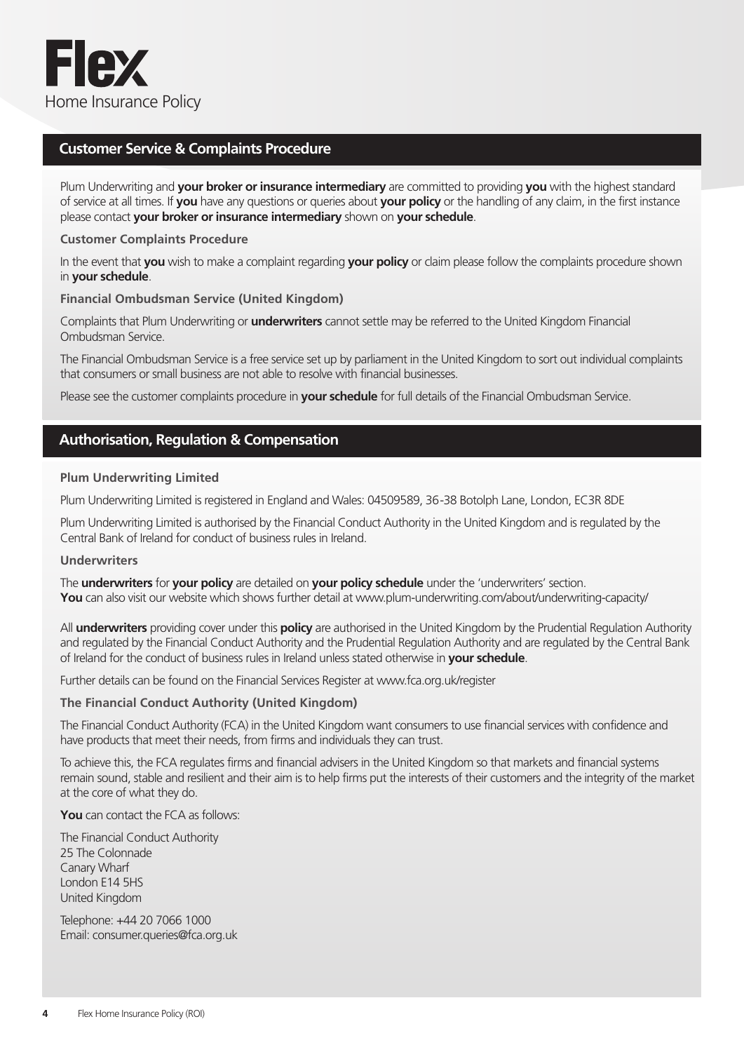# Flex
Home Insurance Policy

## Customer Service & Complaints Procedure

Plum Underwriting and **your broker or insurance intermediary** are committed to providing **you** with the highest standard of service at all times. If **you** have any questions or queries about **your policy** or the handling of any claim, in the first instance please contact **your broker or insurance intermediary** shown on **your schedule**.

### Customer Complaints Procedure

In the event that **you** wish to make a complaint regarding **your policy** or claim please follow the complaints procedure shown in **your schedule**.

### Financial Ombudsman Service (United Kingdom)

Complaints that Plum Underwriting or **underwriters** cannot settle may be referred to the United Kingdom Financial Ombudsman Service.

The Financial Ombudsman Service is a free service set up by parliament in the United Kingdom to sort out individual complaints that consumers or small business are not able to resolve with financial businesses.

Please see the customer complaints procedure in **your schedule** for full details of the Financial Ombudsman Service.

## Authorisation, Regulation & Compensation

### Plum Underwriting Limited

Plum Underwriting Limited is registered in England and Wales: 04509589, 36-38 Botolph Lane, London, EC3R 8DE

Plum Underwriting Limited is authorised by the Financial Conduct Authority in the United Kingdom and is regulated by the Central Bank of Ireland for conduct of business rules in Ireland.

### Underwriters

The **underwriters** for **your policy** are detailed on **your policy schedule** under the 'underwriters' section.
**You** can also visit our website which shows further detail at www.plum-underwriting.com/about/underwriting-capacity/

All **underwriters** providing cover under this **policy** are authorised in the United Kingdom by the Prudential Regulation Authority and regulated by the Financial Conduct Authority and the Prudential Regulation Authority and are regulated by the Central Bank of Ireland for the conduct of business rules in Ireland unless stated otherwise in **your schedule**.

Further details can be found on the Financial Services Register at www.fca.org.uk/register

### The Financial Conduct Authority (United Kingdom)

The Financial Conduct Authority (FCA) in the United Kingdom want consumers to use financial services with confidence and have products that meet their needs, from firms and individuals they can trust.

To achieve this, the FCA regulates firms and financial advisers in the United Kingdom so that markets and financial systems remain sound, stable and resilient and their aim is to help firms put the interests of their customers and the integrity of the market at the core of what they do.

**You** can contact the FCA as follows:

The Financial Conduct Authority
25 The Colonnade
Canary Wharf
London E14 5HS
United Kingdom

Telephone: +44 20 7066 1000
Email: consumer.queries@fca.org.uk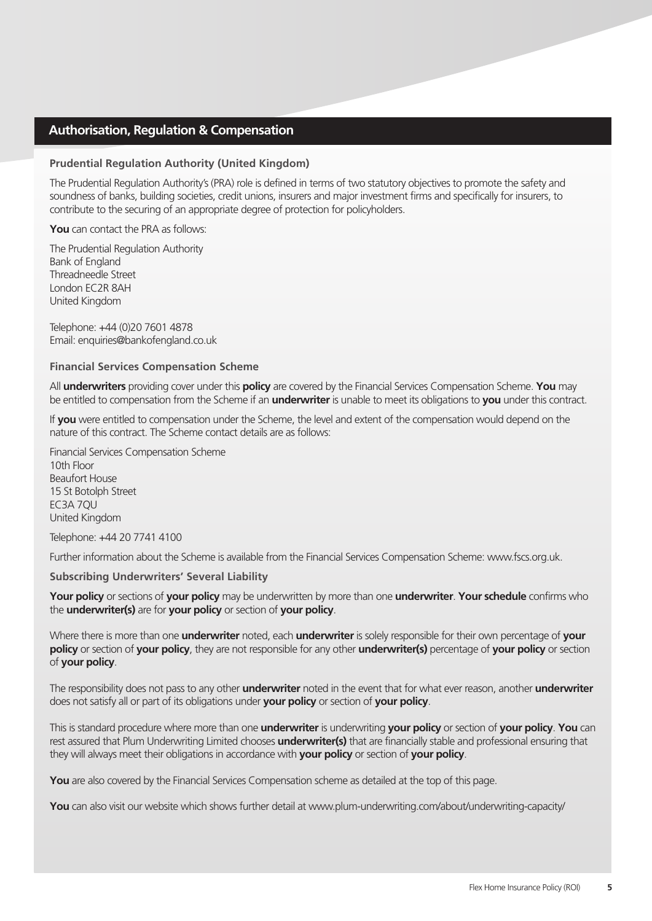## Authorisation, Regulation & Compensation

### Prudential Regulation Authority (United Kingdom)

The Prudential Regulation Authority's (PRA) role is defined in terms of two statutory objectives to promote the safety and soundness of banks, building societies, credit unions, insurers and major investment firms and specifically for insurers, to contribute to the securing of an appropriate degree of protection for policyholders.

**You** can contact the PRA as follows:

The Prudential Regulation Authority
Bank of England
Threadneedle Street
London EC2R 8AH
United Kingdom

Telephone: +44 (0)20 7601 4878
Email: enquiries@bankofengland.co.uk

### Financial Services Compensation Scheme

All **underwriters** providing cover under this **policy** are covered by the Financial Services Compensation Scheme. **You** may be entitled to compensation from the Scheme if an **underwriter** is unable to meet its obligations to **you** under this contract.

If **you** were entitled to compensation under the Scheme, the level and extent of the compensation would depend on the nature of this contract. The Scheme contact details are as follows:

Financial Services Compensation Scheme
10th Floor
Beaufort House
15 St Botolph Street
EC3A 7QU
United Kingdom

Telephone: +44 20 7741 4100

Further information about the Scheme is available from the Financial Services Compensation Scheme: www.fscs.org.uk.

### Subscribing Underwriters' Several Liability

**Your policy** or sections of **your policy** may be underwritten by more than one **underwriter**. **Your schedule** confirms who the **underwriter(s)** are for **your policy** or section of **your policy**.

Where there is more than one **underwriter** noted, each **underwriter** is solely responsible for their own percentage of **your policy** or section of **your policy**, they are not responsible for any other **underwriter(s)** percentage of **your policy** or section of **your policy**.

The responsibility does not pass to any other **underwriter** noted in the event that for what ever reason, another **underwriter** does not satisfy all or part of its obligations under **your policy** or section of **your policy**.

This is standard procedure where more than one **underwriter** is underwriting **your policy** or section of **your policy**. **You** can rest assured that Plum Underwriting Limited chooses **underwriter(s)** that are financially stable and professional ensuring that they will always meet their obligations in accordance with **your policy** or section of **your policy**.

**You** are also covered by the Financial Services Compensation scheme as detailed at the top of this page.

**You** can also visit our website which shows further detail at www.plum-underwriting.com/about/underwriting-capacity/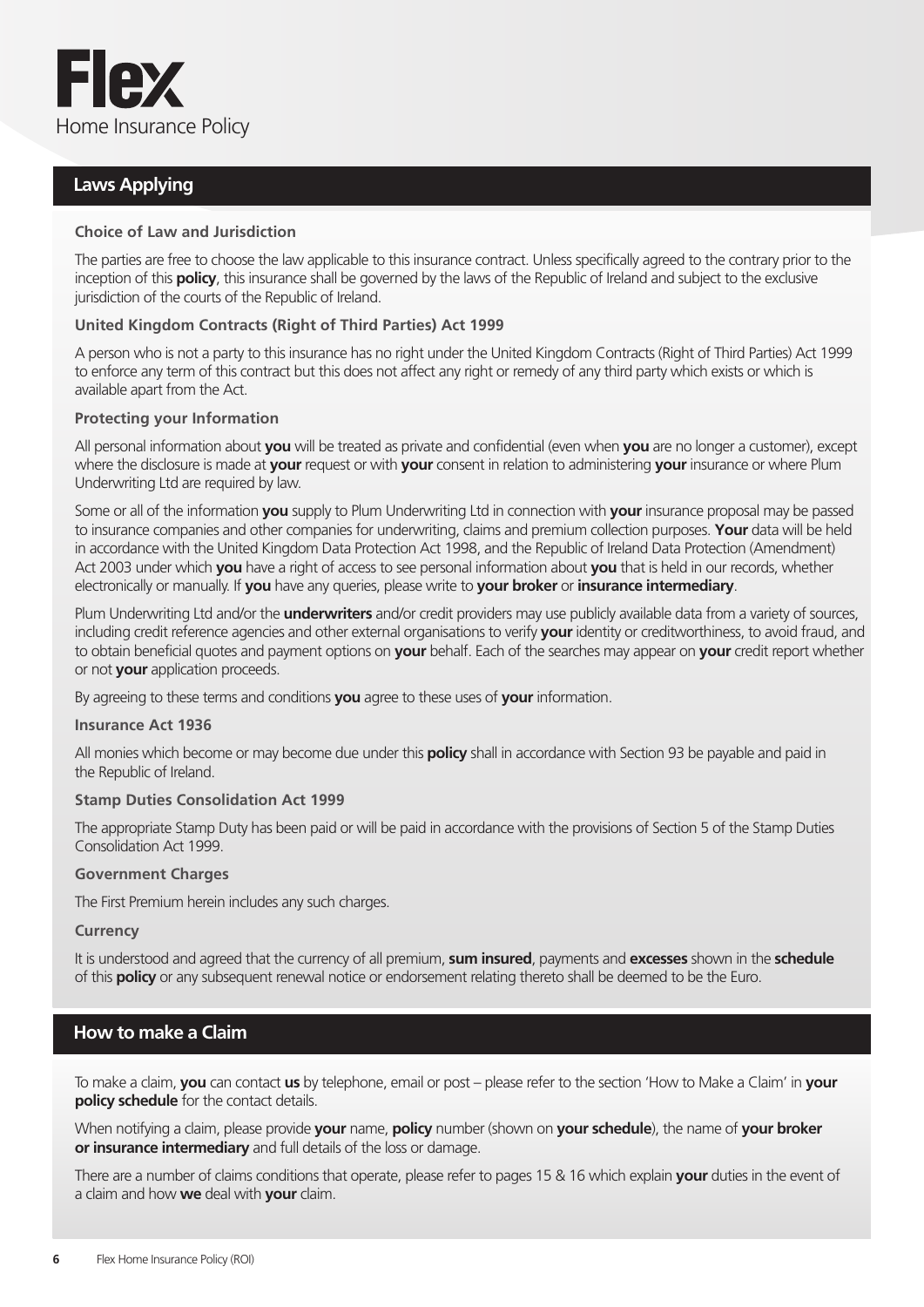## Laws Applying

### Choice of Law and Jurisdiction

The parties are free to choose the law applicable to this insurance contract. Unless specifically agreed to the contrary prior to the inception of this **policy**, this insurance shall be governed by the laws of the Republic of Ireland and subject to the exclusive jurisdiction of the courts of the Republic of Ireland.

### United Kingdom Contracts (Right of Third Parties) Act 1999

A person who is not a party to this insurance has no right under the United Kingdom Contracts (Right of Third Parties) Act 1999 to enforce any term of this contract but this does not affect any right or remedy of any third party which exists or which is available apart from the Act.

### Protecting your Information

All personal information about **you** will be treated as private and confidential (even when **you** are no longer a customer), except where the disclosure is made at **your** request or with **your** consent in relation to administering **your** insurance or where Plum Underwriting Ltd are required by law.

Some or all of the information **you** supply to Plum Underwriting Ltd in connection with **your** insurance proposal may be passed to insurance companies and other companies for underwriting, claims and premium collection purposes. **Your** data will be held in accordance with the United Kingdom Data Protection Act 1998, and the Republic of Ireland Data Protection (Amendment) Act 2003 under which **you** have a right of access to see personal information about **you** that is held in our records, whether electronically or manually. If **you** have any queries, please write to **your broker** or **insurance intermediary**.

Plum Underwriting Ltd and/or the **underwriters** and/or credit providers may use publicly available data from a variety of sources, including credit reference agencies and other external organisations to verify **your** identity or creditworthiness, to avoid fraud, and to obtain beneficial quotes and payment options on **your** behalf. Each of the searches may appear on **your** credit report whether or not **your** application proceeds.

By agreeing to these terms and conditions **you** agree to these uses of **your** information.

### Insurance Act 1936

All monies which become or may become due under this **policy** shall in accordance with Section 93 be payable and paid in the Republic of Ireland.

### Stamp Duties Consolidation Act 1999

The appropriate Stamp Duty has been paid or will be paid in accordance with the provisions of Section 5 of the Stamp Duties Consolidation Act 1999.

### Government Charges

The First Premium herein includes any such charges.

### Currency

It is understood and agreed that the currency of all premium, **sum insured**, payments and **excesses** shown in the **schedule** of this **policy** or any subsequent renewal notice or endorsement relating thereto shall be deemed to be the Euro.

## How to make a Claim

To make a claim, **you** can contact **us** by telephone, email or post – please refer to the section 'How to Make a Claim' in **your policy schedule** for the contact details.

When notifying a claim, please provide **your** name, **policy** number (shown on **your schedule**), the name of **your broker or insurance intermediary** and full details of the loss or damage.

There are a number of claims conditions that operate, please refer to pages 15 & 16 which explain **your** duties in the event of a claim and how **we** deal with **your** claim.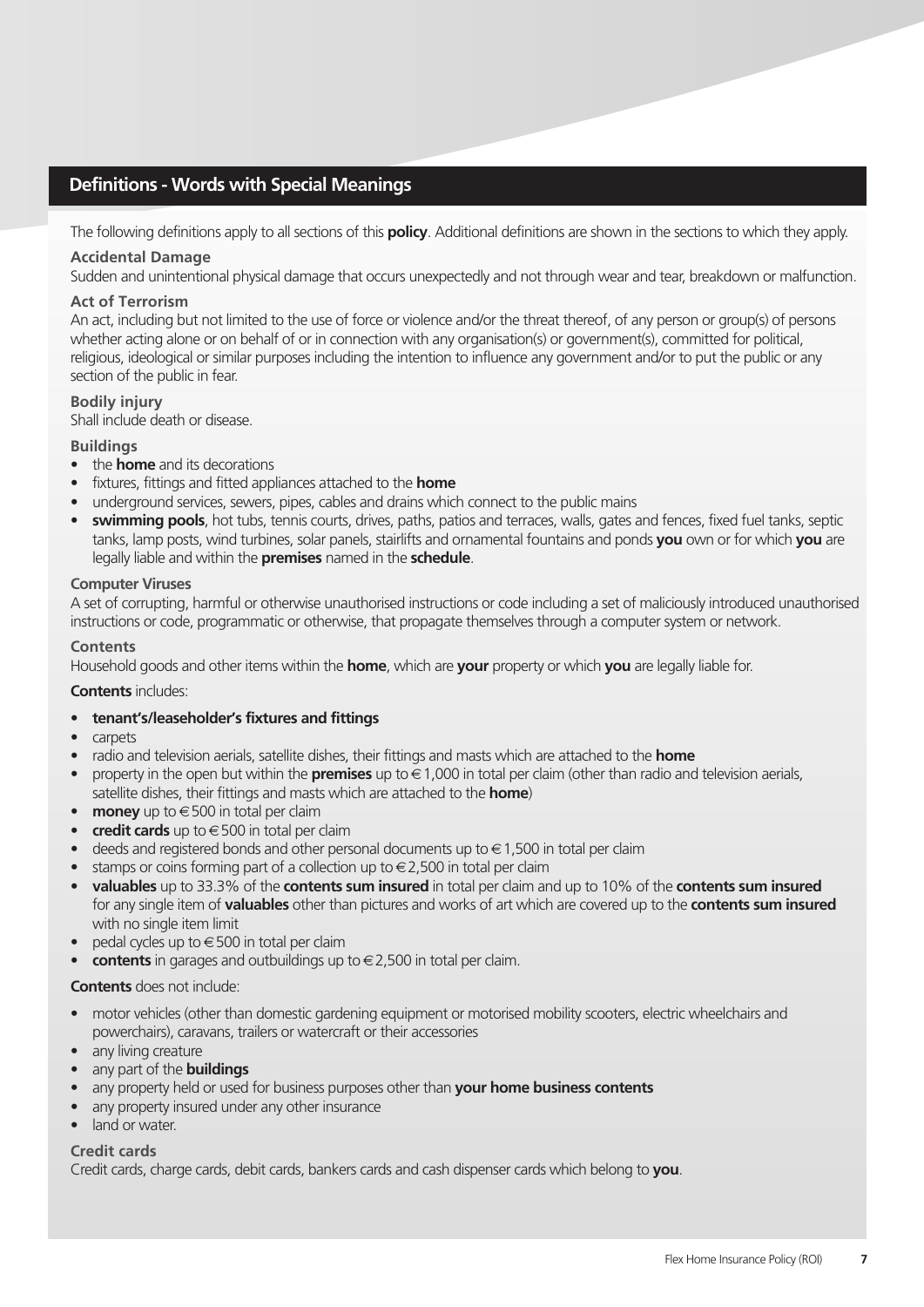## Definitions - Words with Special Meanings

The following definitions apply to all sections of this **policy**. Additional definitions are shown in the sections to which they apply.

### Accidental Damage

Sudden and unintentional physical damage that occurs unexpectedly and not through wear and tear, breakdown or malfunction.

### Act of Terrorism

An act, including but not limited to the use of force or violence and/or the threat thereof, of any person or group(s) of persons whether acting alone or on behalf of or in connection with any organisation(s) or government(s), committed for political, religious, ideological or similar purposes including the intention to influence any government and/or to put the public or any section of the public in fear.

### Bodily injury

Shall include death or disease.

### Buildings

- the **home** and its decorations
- fixtures, fittings and fitted appliances attached to the **home**
- underground services, sewers, pipes, cables and drains which connect to the public mains
- **swimming pools**, hot tubs, tennis courts, drives, paths, patios and terraces, walls, gates and fences, fixed fuel tanks, septic tanks, lamp posts, wind turbines, solar panels, stairlifts and ornamental fountains and ponds **you** own or for which **you** are legally liable and within the **premises** named in the **schedule**.

### Computer Viruses

A set of corrupting, harmful or otherwise unauthorised instructions or code including a set of maliciously introduced unauthorised instructions or code, programmatic or otherwise, that propagate themselves through a computer system or network.

### Contents

Household goods and other items within the **home**, which are **your** property or which **you** are legally liable for.

**Contents** includes:

- **tenant's/leaseholder's fixtures and fittings**
- carpets
- radio and television aerials, satellite dishes, their fittings and masts which are attached to the **home**
- property in the open but within the **premises** up to €1,000 in total per claim (other than radio and television aerials, satellite dishes, their fittings and masts which are attached to the **home**)
- **money** up to €500 in total per claim
- **credit cards** up to €500 in total per claim
- deeds and registered bonds and other personal documents up to €1,500 in total per claim
- stamps or coins forming part of a collection up to €2,500 in total per claim
- **valuables** up to 33.3% of the **contents sum insured** in total per claim and up to 10% of the **contents sum insured** for any single item of **valuables** other than pictures and works of art which are covered up to the **contents sum insured** with no single item limit
- pedal cycles up to €500 in total per claim
- **contents** in garages and outbuildings up to €2,500 in total per claim.

**Contents** does not include:

- motor vehicles (other than domestic gardening equipment or motorised mobility scooters, electric wheelchairs and powerchairs), caravans, trailers or watercraft or their accessories
- any living creature
- any part of the **buildings**
- any property held or used for business purposes other than **your home business contents**
- any property insured under any other insurance
- land or water.

### Credit cards

Credit cards, charge cards, debit cards, bankers cards and cash dispenser cards which belong to **you**.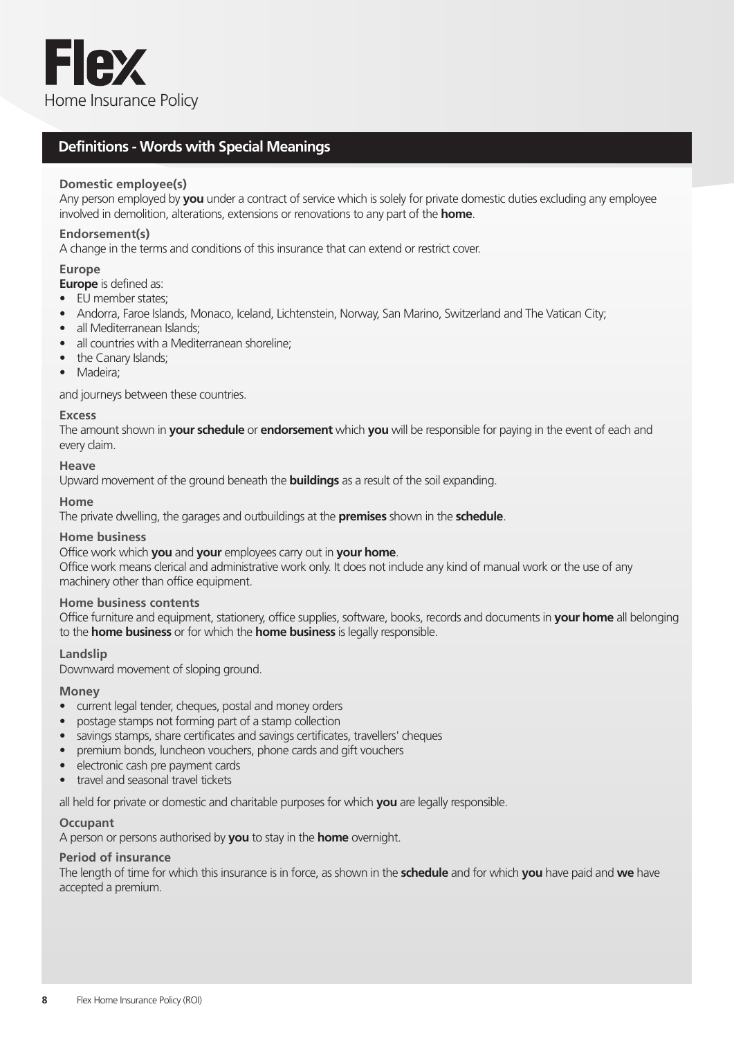## Definitions - Words with Special Meanings

**Domestic employee(s)**

Any person employed by **you** under a contract of service which is solely for private domestic duties excluding any employee involved in demolition, alterations, extensions or renovations to any part of the **home**.

**Endorsement(s)**

A change in the terms and conditions of this insurance that can extend or restrict cover.

**Europe**

**Europe** is defined as:

- EU member states;
- Andorra, Faroe Islands, Monaco, Iceland, Lichtenstein, Norway, San Marino, Switzerland and The Vatican City;
- all Mediterranean Islands;
- all countries with a Mediterranean shoreline;
- the Canary Islands;
- Madeira;

and journeys between these countries.

**Excess**

The amount shown in **your schedule** or **endorsement** which **you** will be responsible for paying in the event of each and every claim.

**Heave**

Upward movement of the ground beneath the **buildings** as a result of the soil expanding.

**Home**

The private dwelling, the garages and outbuildings at the **premises** shown in the **schedule**.

**Home business**

Office work which **you** and **your** employees carry out in **your home**.
Office work means clerical and administrative work only. It does not include any kind of manual work or the use of any machinery other than office equipment.

**Home business contents**

Office furniture and equipment, stationery, office supplies, software, books, records and documents in **your home** all belonging to the **home business** or for which the **home business** is legally responsible.

**Landslip**

Downward movement of sloping ground.

**Money**

- current legal tender, cheques, postal and money orders
- postage stamps not forming part of a stamp collection
- savings stamps, share certificates and savings certificates, travellers' cheques
- premium bonds, luncheon vouchers, phone cards and gift vouchers
- electronic cash pre payment cards
- travel and seasonal travel tickets

all held for private or domestic and charitable purposes for which **you** are legally responsible.

**Occupant**

A person or persons authorised by **you** to stay in the **home** overnight.

**Period of insurance**

The length of time for which this insurance is in force, as shown in the **schedule** and for which **you** have paid and **we** have accepted a premium.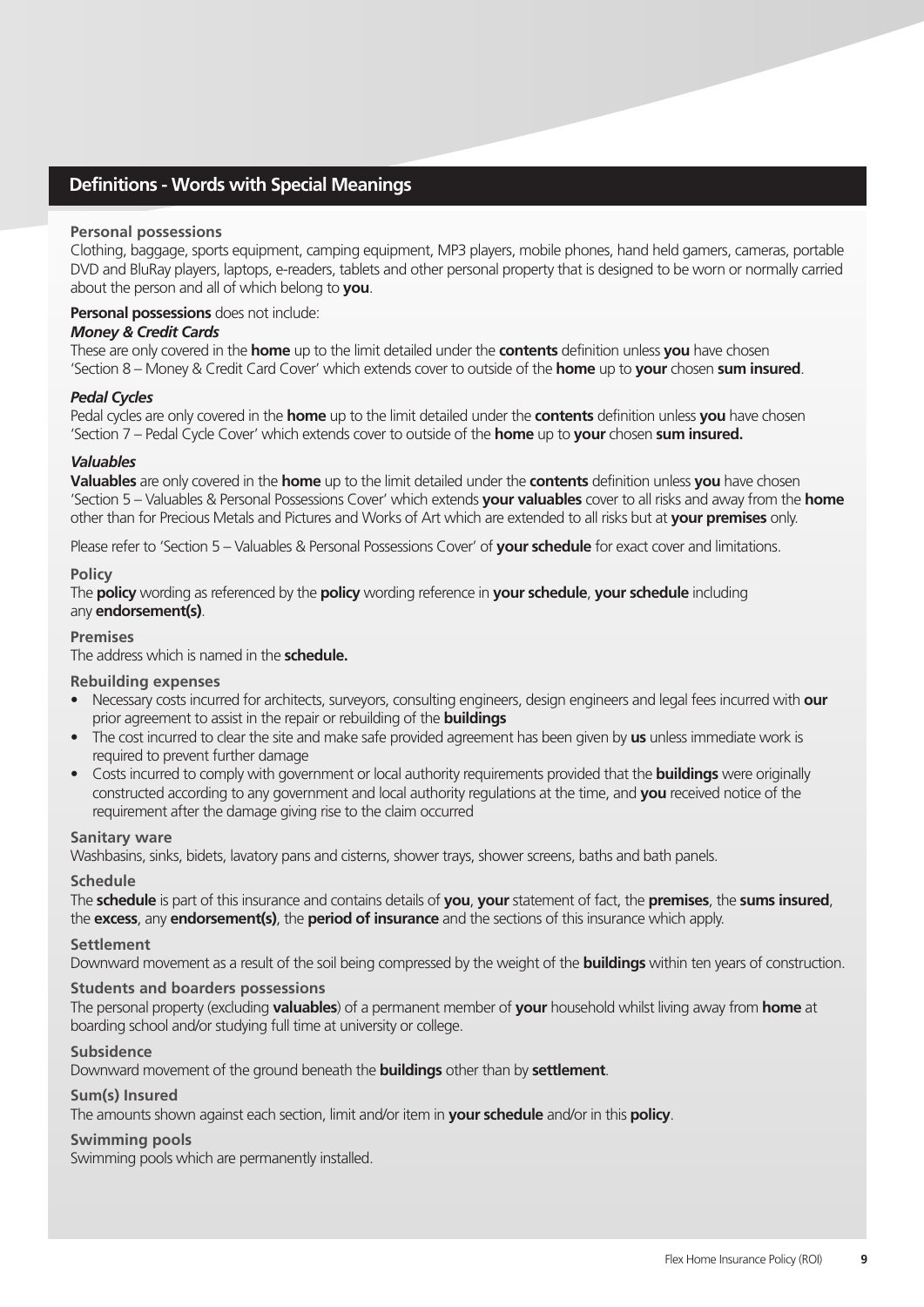## Definitions - Words with Special Meanings

### Personal possessions

Clothing, baggage, sports equipment, camping equipment, MP3 players, mobile phones, hand held gamers, cameras, portable DVD and BluRay players, laptops, e-readers, tablets and other personal property that is designed to be worn or normally carried about the person and all of which belong to **you**.

**Personal possessions** does not include:

***Money & Credit Cards***

These are only covered in the **home** up to the limit detailed under the **contents** definition unless **you** have chosen 'Section 8 – Money & Credit Card Cover' which extends cover to outside of the **home** up to **your** chosen **sum insured**.

***Pedal Cycles***

Pedal cycles are only covered in the **home** up to the limit detailed under the **contents** definition unless **you** have chosen 'Section 7 – Pedal Cycle Cover' which extends cover to outside of the **home** up to **your** chosen **sum insured.**

***Valuables***

**Valuables** are only covered in the **home** up to the limit detailed under the **contents** definition unless **you** have chosen 'Section 5 – Valuables & Personal Possessions Cover' which extends **your valuables** cover to all risks and away from the **home** other than for Precious Metals and Pictures and Works of Art which are extended to all risks but at **your premises** only.

Please refer to 'Section 5 – Valuables & Personal Possessions Cover' of **your schedule** for exact cover and limitations.

### Policy

The **policy** wording as referenced by the **policy** wording reference in **your schedule**, **your schedule** including any **endorsement(s)**.

### Premises

The address which is named in the **schedule.**

### Rebuilding expenses

- Necessary costs incurred for architects, surveyors, consulting engineers, design engineers and legal fees incurred with **our** prior agreement to assist in the repair or rebuilding of the **buildings**
- The cost incurred to clear the site and make safe provided agreement has been given by **us** unless immediate work is required to prevent further damage
- Costs incurred to comply with government or local authority requirements provided that the **buildings** were originally constructed according to any government and local authority regulations at the time, and **you** received notice of the requirement after the damage giving rise to the claim occurred

### Sanitary ware

Washbasins, sinks, bidets, lavatory pans and cisterns, shower trays, shower screens, baths and bath panels.

### Schedule

The **schedule** is part of this insurance and contains details of **you**, **your** statement of fact, the **premises**, the **sums insured**, the **excess**, any **endorsement(s)**, the **period of insurance** and the sections of this insurance which apply.

### Settlement

Downward movement as a result of the soil being compressed by the weight of the **buildings** within ten years of construction.

### Students and boarders possessions

The personal property (excluding **valuables**) of a permanent member of **your** household whilst living away from **home** at boarding school and/or studying full time at university or college.

### Subsidence

Downward movement of the ground beneath the **buildings** other than by **settlement**.

### Sum(s) Insured

The amounts shown against each section, limit and/or item in **your schedule** and/or in this **policy**.

### Swimming pools

Swimming pools which are permanently installed.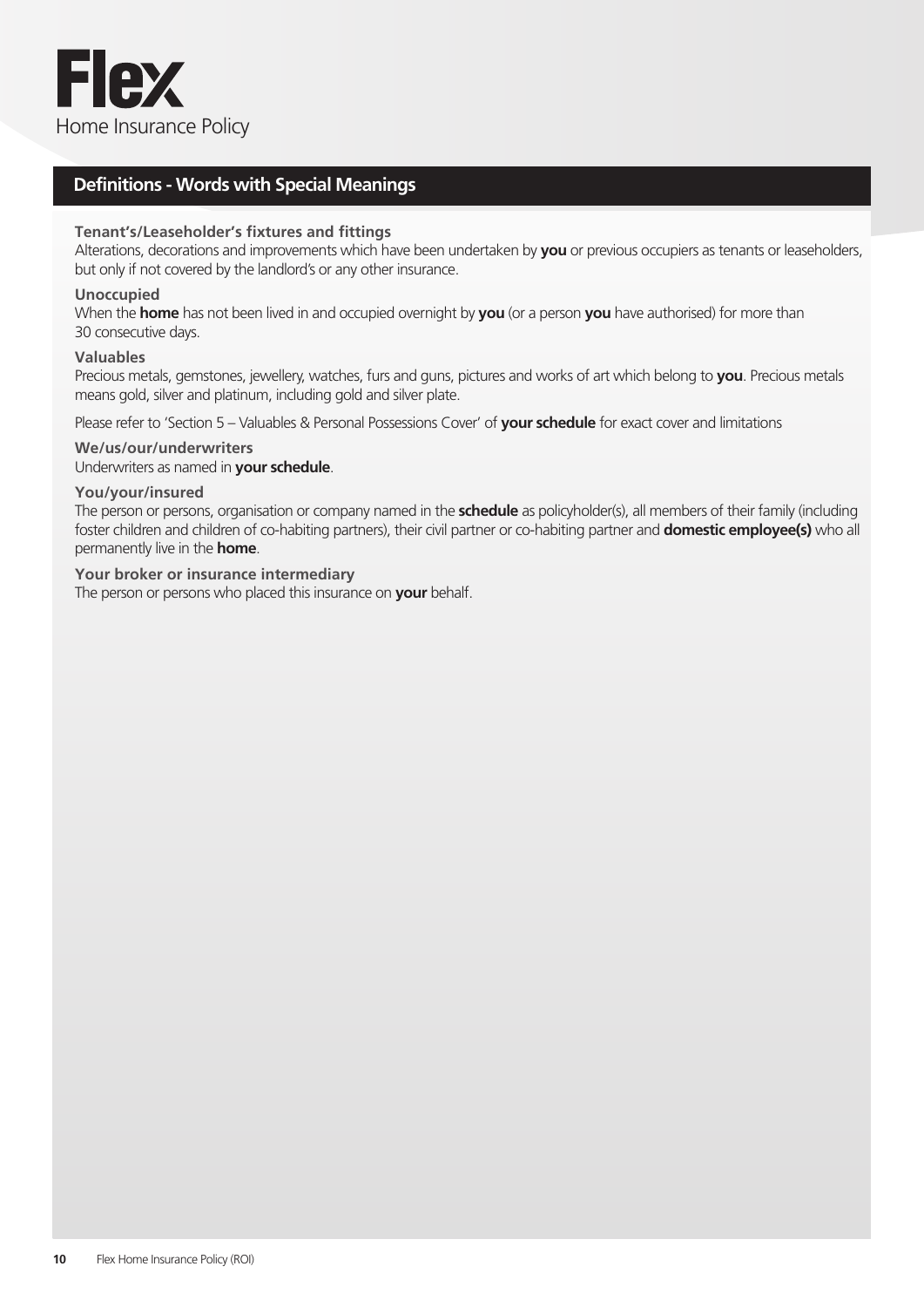## Definitions - Words with Special Meanings

**Tenant's/Leaseholder's fixtures and fittings**
Alterations, decorations and improvements which have been undertaken by **you** or previous occupiers as tenants or leaseholders, but only if not covered by the landlord's or any other insurance.

**Unoccupied**
When the **home** has not been lived in and occupied overnight by **you** (or a person **you** have authorised) for more than 30 consecutive days.

**Valuables**
Precious metals, gemstones, jewellery, watches, furs and guns, pictures and works of art which belong to **you**. Precious metals means gold, silver and platinum, including gold and silver plate.

Please refer to 'Section 5 – Valuables & Personal Possessions Cover' of **your schedule** for exact cover and limitations

**We/us/our/underwriters**
Underwriters as named in **your schedule**.

**You/your/insured**
The person or persons, organisation or company named in the **schedule** as policyholder(s), all members of their family (including foster children and children of co-habiting partners), their civil partner or co-habiting partner and **domestic employee(s)** who all permanently live in the **home**.

**Your broker or insurance intermediary**
The person or persons who placed this insurance on **your** behalf.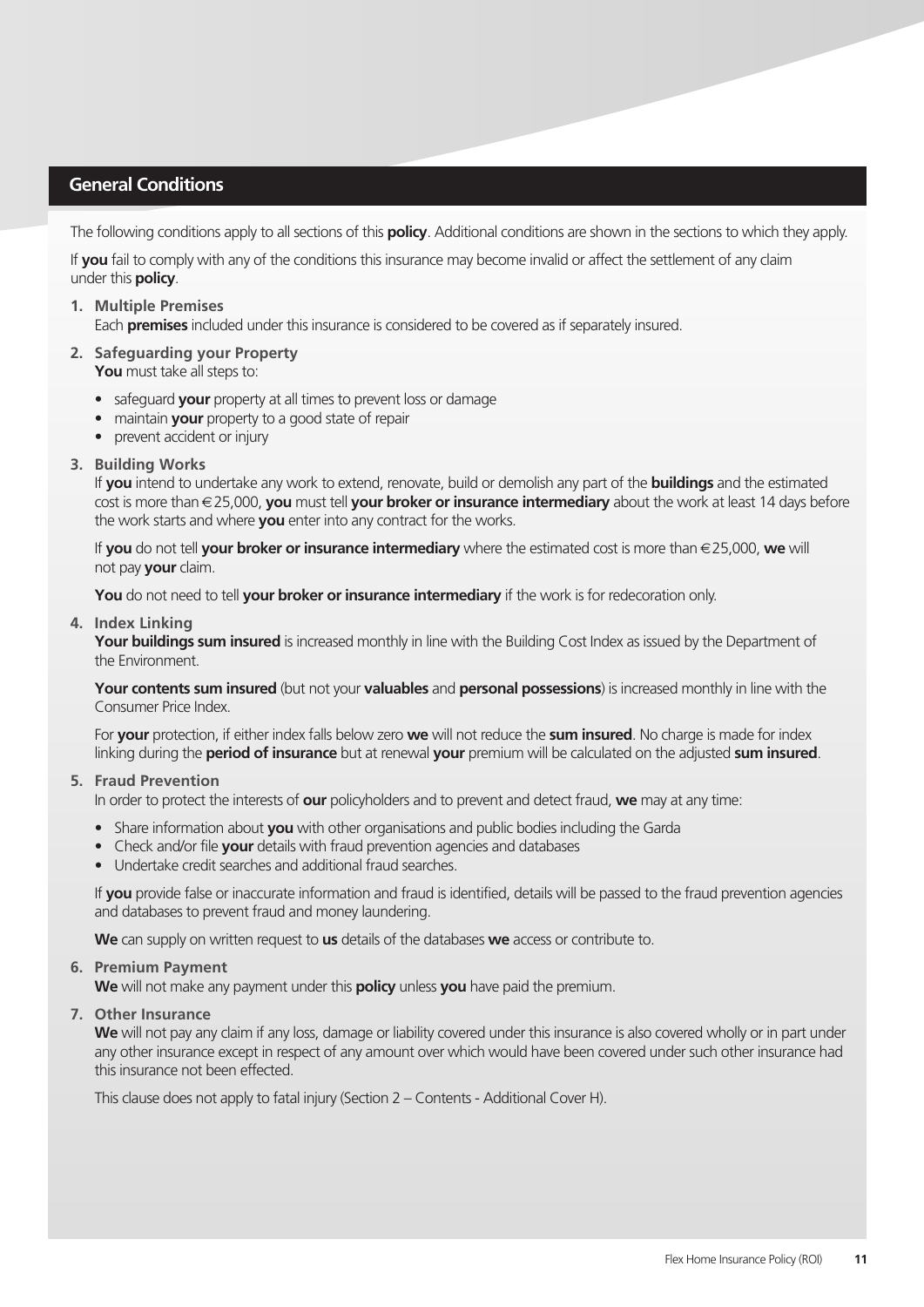## General Conditions

The following conditions apply to all sections of this **policy**. Additional conditions are shown in the sections to which they apply.

If **you** fail to comply with any of the conditions this insurance may become invalid or affect the settlement of any claim under this **policy**.

1. **Multiple Premises**
   Each **premises** included under this insurance is considered to be covered as if separately insured.

2. **Safeguarding your Property**
   **You** must take all steps to:

   - safeguard **your** property at all times to prevent loss or damage
   - maintain **your** property to a good state of repair
   - prevent accident or injury

3. **Building Works**
   If **you** intend to undertake any work to extend, renovate, build or demolish any part of the **buildings** and the estimated cost is more than €25,000, **you** must tell **your broker or insurance intermediary** about the work at least 14 days before the work starts and where **you** enter into any contract for the works.

   If **you** do not tell **your broker or insurance intermediary** where the estimated cost is more than €25,000, **we** will not pay **your** claim.

   **You** do not need to tell **your broker or insurance intermediary** if the work is for redecoration only.

4. **Index Linking**
   **Your buildings sum insured** is increased monthly in line with the Building Cost Index as issued by the Department of the Environment.

   **Your contents sum insured** (but not your **valuables** and **personal possessions**) is increased monthly in line with the Consumer Price Index.

   For **your** protection, if either index falls below zero **we** will not reduce the **sum insured**. No charge is made for index linking during the **period of insurance** but at renewal **your** premium will be calculated on the adjusted **sum insured**.

5. **Fraud Prevention**
   In order to protect the interests of **our** policyholders and to prevent and detect fraud, **we** may at any time:

   - Share information about **you** with other organisations and public bodies including the Garda
   - Check and/or file **your** details with fraud prevention agencies and databases
   - Undertake credit searches and additional fraud searches.

   If **you** provide false or inaccurate information and fraud is identified, details will be passed to the fraud prevention agencies and databases to prevent fraud and money laundering.

   **We** can supply on written request to **us** details of the databases **we** access or contribute to.

6. **Premium Payment**
   **We** will not make any payment under this **policy** unless **you** have paid the premium.

7. **Other Insurance**
   **We** will not pay any claim if any loss, damage or liability covered under this insurance is also covered wholly or in part under any other insurance except in respect of any amount over which would have been covered under such other insurance had this insurance not been effected.

   This clause does not apply to fatal injury (Section 2 – Contents - Additional Cover H).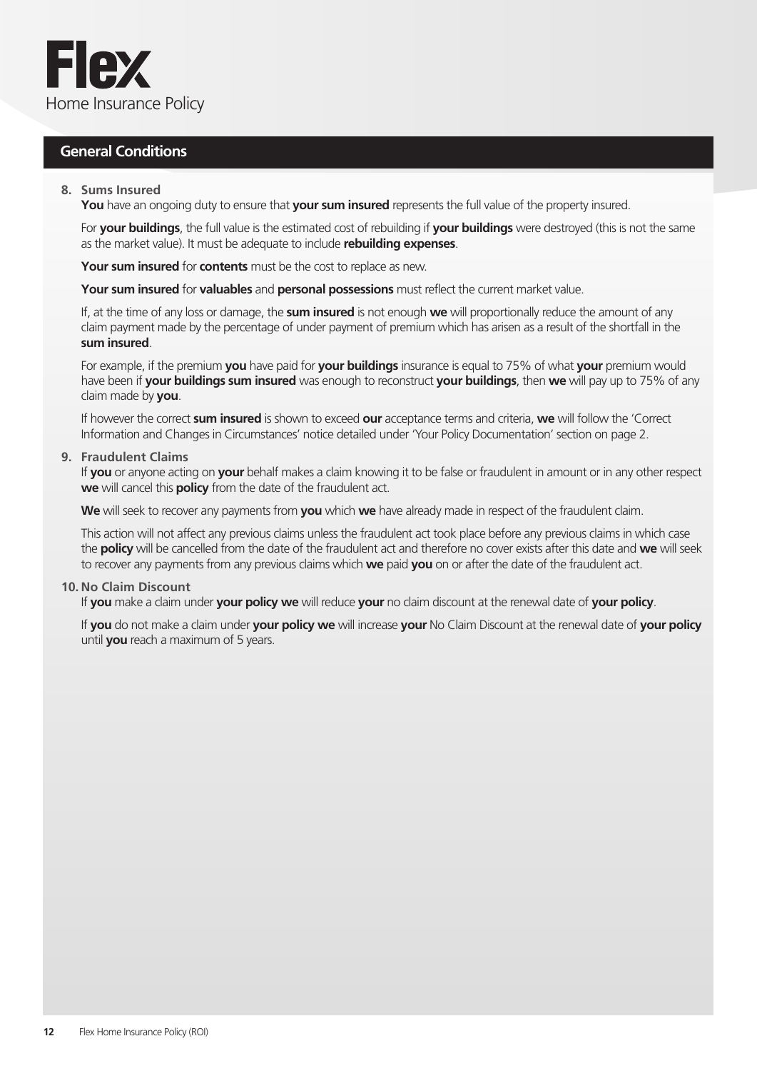## General Conditions

**8. Sums Insured**

**You** have an ongoing duty to ensure that **your sum insured** represents the full value of the property insured.

For **your buildings**, the full value is the estimated cost of rebuilding if **your buildings** were destroyed (this is not the same as the market value). It must be adequate to include **rebuilding expenses**.

**Your sum insured** for **contents** must be the cost to replace as new.

**Your sum insured** for **valuables** and **personal possessions** must reflect the current market value.

If, at the time of any loss or damage, the **sum insured** is not enough **we** will proportionally reduce the amount of any claim payment made by the percentage of under payment of premium which has arisen as a result of the shortfall in the **sum insured**.

For example, if the premium **you** have paid for **your buildings** insurance is equal to 75% of what **your** premium would have been if **your buildings sum insured** was enough to reconstruct **your buildings**, then **we** will pay up to 75% of any claim made by **you**.

If however the correct **sum insured** is shown to exceed **our** acceptance terms and criteria, **we** will follow the 'Correct Information and Changes in Circumstances' notice detailed under 'Your Policy Documentation' section on page 2.

**9. Fraudulent Claims**

If **you** or anyone acting on **your** behalf makes a claim knowing it to be false or fraudulent in amount or in any other respect **we** will cancel this **policy** from the date of the fraudulent act.

**We** will seek to recover any payments from **you** which **we** have already made in respect of the fraudulent claim.

This action will not affect any previous claims unless the fraudulent act took place before any previous claims in which case the **policy** will be cancelled from the date of the fraudulent act and therefore no cover exists after this date and **we** will seek to recover any payments from any previous claims which **we** paid **you** on or after the date of the fraudulent act.

**10. No Claim Discount**

If **you** make a claim under **your policy we** will reduce **your** no claim discount at the renewal date of **your policy**.

If **you** do not make a claim under **your policy we** will increase **your** No Claim Discount at the renewal date of **your policy** until **you** reach a maximum of 5 years.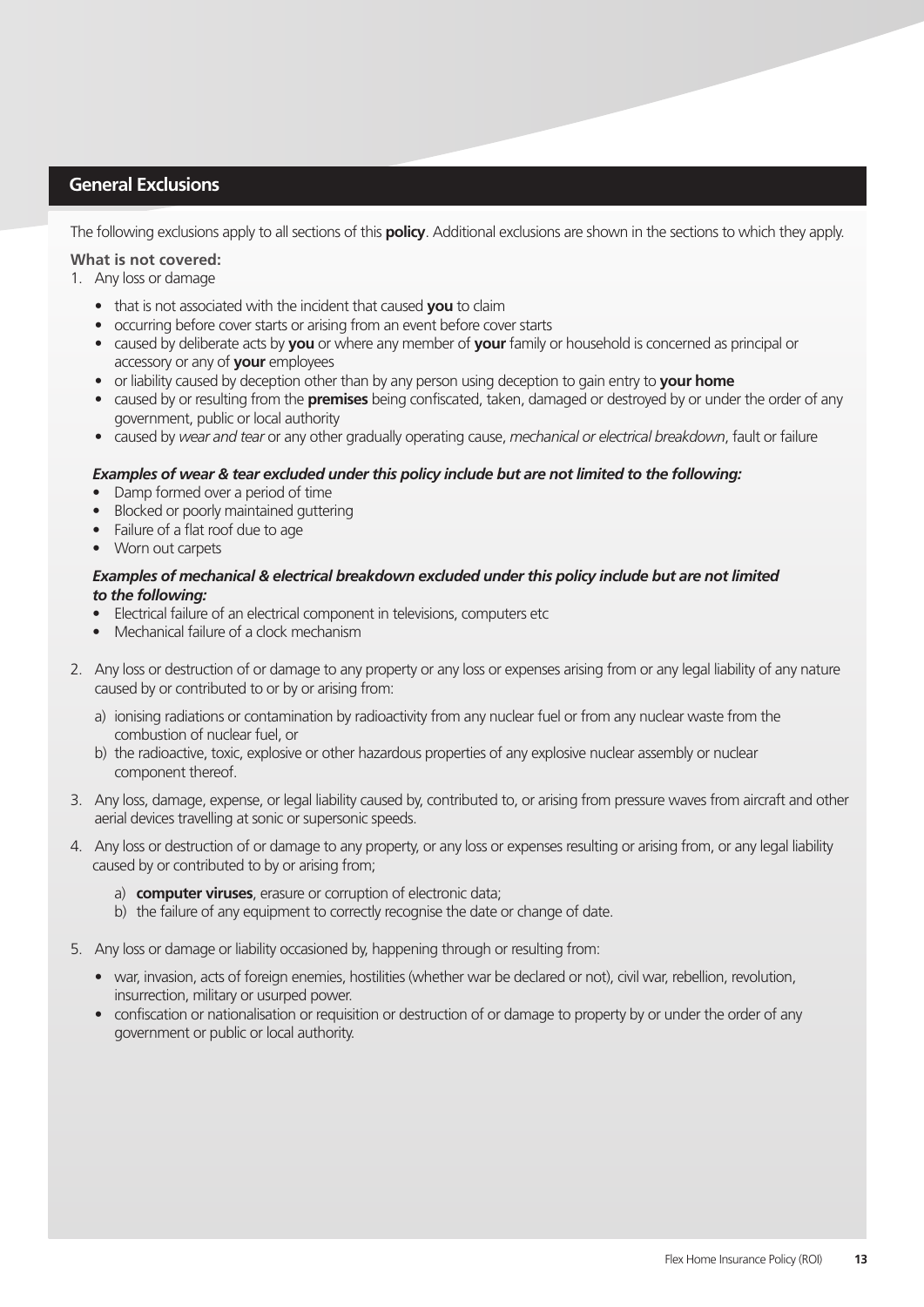## General Exclusions

The following exclusions apply to all sections of this **policy**. Additional exclusions are shown in the sections to which they apply.

**What is not covered:**

1. Any loss or damage
   - that is not associated with the incident that caused **you** to claim
   - occurring before cover starts or arising from an event before cover starts
   - caused by deliberate acts by **you** or where any member of **your** family or household is concerned as principal or accessory or any of **your** employees
   - or liability caused by deception other than by any person using deception to gain entry to **your home**
   - caused by or resulting from the **premises** being confiscated, taken, damaged or destroyed by or under the order of any government, public or local authority
   - caused by *wear and tear* or any other gradually operating cause, *mechanical or electrical breakdown*, fault or failure

   ***Examples of wear & tear excluded under this policy include but are not limited to the following:***
   - Damp formed over a period of time
   - Blocked or poorly maintained guttering
   - Failure of a flat roof due to age
   - Worn out carpets

   ***Examples of mechanical & electrical breakdown excluded under this policy include but are not limited to the following:***
   - Electrical failure of an electrical component in televisions, computers etc
   - Mechanical failure of a clock mechanism

2. Any loss or destruction of or damage to any property or any loss or expenses arising from or any legal liability of any nature caused by or contributed to or by or arising from:
   a) ionising radiations or contamination by radioactivity from any nuclear fuel or from any nuclear waste from the combustion of nuclear fuel, or
   b) the radioactive, toxic, explosive or other hazardous properties of any explosive nuclear assembly or nuclear component thereof.

3. Any loss, damage, expense, or legal liability caused by, contributed to, or arising from pressure waves from aircraft and other aerial devices travelling at sonic or supersonic speeds.

4. Any loss or destruction of or damage to any property, or any loss or expenses resulting or arising from, or any legal liability caused by or contributed to by or arising from;
   a) **computer viruses**, erasure or corruption of electronic data;
   b) the failure of any equipment to correctly recognise the date or change of date.

5. Any loss or damage or liability occasioned by, happening through or resulting from:
   - war, invasion, acts of foreign enemies, hostilities (whether war be declared or not), civil war, rebellion, revolution, insurrection, military or usurped power.
   - confiscation or nationalisation or requisition or destruction of or damage to property by or under the order of any government or public or local authority.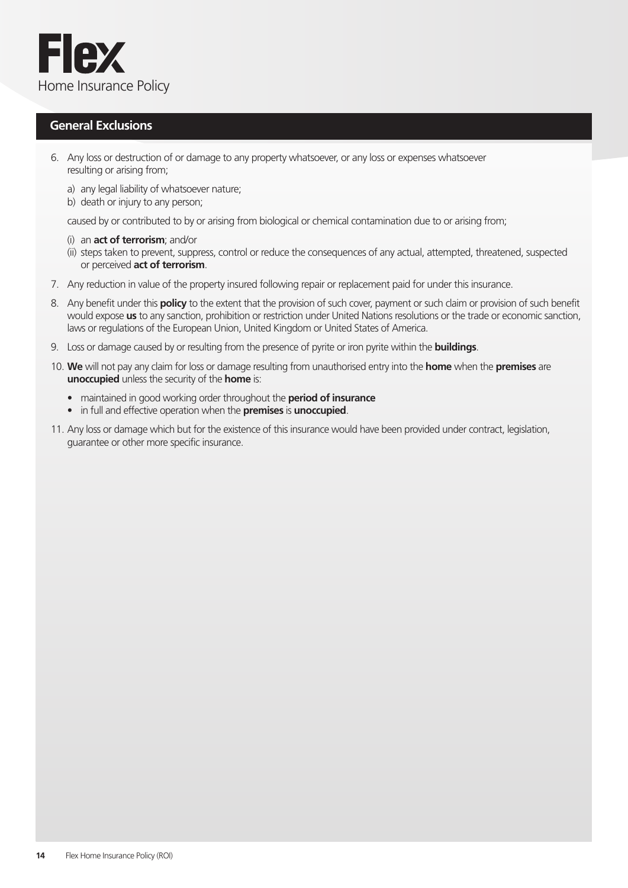## General Exclusions

6. Any loss or destruction of or damage to any property whatsoever, or any loss or expenses whatsoever resulting or arising from;

   a) any legal liability of whatsoever nature;
   b) death or injury to any person;

   caused by or contributed to by or arising from biological or chemical contamination due to or arising from;

   (i) an **act of terrorism**; and/or
   (ii) steps taken to prevent, suppress, control or reduce the consequences of any actual, attempted, threatened, suspected or perceived **act of terrorism**.

7. Any reduction in value of the property insured following repair or replacement paid for under this insurance.

8. Any benefit under this **policy** to the extent that the provision of such cover, payment or such claim or provision of such benefit would expose **us** to any sanction, prohibition or restriction under United Nations resolutions or the trade or economic sanction, laws or regulations of the European Union, United Kingdom or United States of America.

9. Loss or damage caused by or resulting from the presence of pyrite or iron pyrite within the **buildings**.

10. **We** will not pay any claim for loss or damage resulting from unauthorised entry into the **home** when the **premises** are **unoccupied** unless the security of the **home** is:

    - maintained in good working order throughout the **period of insurance**
    - in full and effective operation when the **premises** is **unoccupied**.

11. Any loss or damage which but for the existence of this insurance would have been provided under contract, legislation, guarantee or other more specific insurance.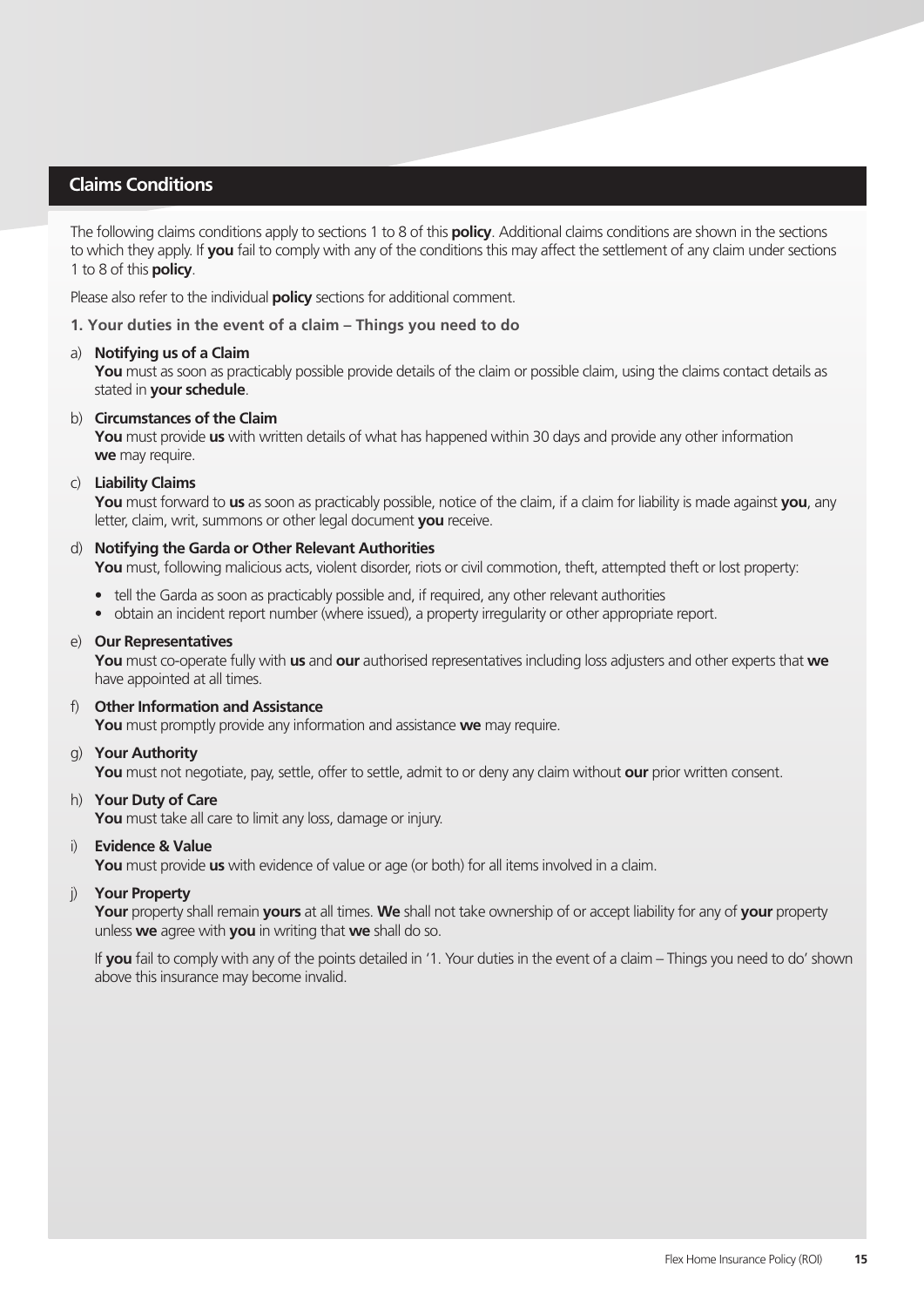## Claims Conditions

The following claims conditions apply to sections 1 to 8 of this **policy**. Additional claims conditions are shown in the sections to which they apply. If **you** fail to comply with any of the conditions this may affect the settlement of any claim under sections 1 to 8 of this **policy**.

Please also refer to the individual **policy** sections for additional comment.

### 1. Your duties in the event of a claim – Things you need to do

a) **Notifying us of a Claim**
**You** must as soon as practicably possible provide details of the claim or possible claim, using the claims contact details as stated in **your schedule**.

b) **Circumstances of the Claim**
**You** must provide **us** with written details of what has happened within 30 days and provide any other information **we** may require.

c) **Liability Claims**
**You** must forward to **us** as soon as practicably possible, notice of the claim, if a claim for liability is made against **you**, any letter, claim, writ, summons or other legal document **you** receive.

d) **Notifying the Garda or Other Relevant Authorities**
**You** must, following malicious acts, violent disorder, riots or civil commotion, theft, attempted theft or lost property:

- tell the Garda as soon as practicably possible and, if required, any other relevant authorities
- obtain an incident report number (where issued), a property irregularity or other appropriate report.

e) **Our Representatives**
**You** must co-operate fully with **us** and **our** authorised representatives including loss adjusters and other experts that **we** have appointed at all times.

f) **Other Information and Assistance**
**You** must promptly provide any information and assistance **we** may require.

g) **Your Authority**
**You** must not negotiate, pay, settle, offer to settle, admit to or deny any claim without **our** prior written consent.

h) **Your Duty of Care**
**You** must take all care to limit any loss, damage or injury.

i) **Evidence & Value**
**You** must provide **us** with evidence of value or age (or both) for all items involved in a claim.

j) **Your Property**
**Your** property shall remain **yours** at all times. **We** shall not take ownership of or accept liability for any of **your** property unless **we** agree with **you** in writing that **we** shall do so.

If **you** fail to comply with any of the points detailed in '1. Your duties in the event of a claim – Things you need to do' shown above this insurance may become invalid.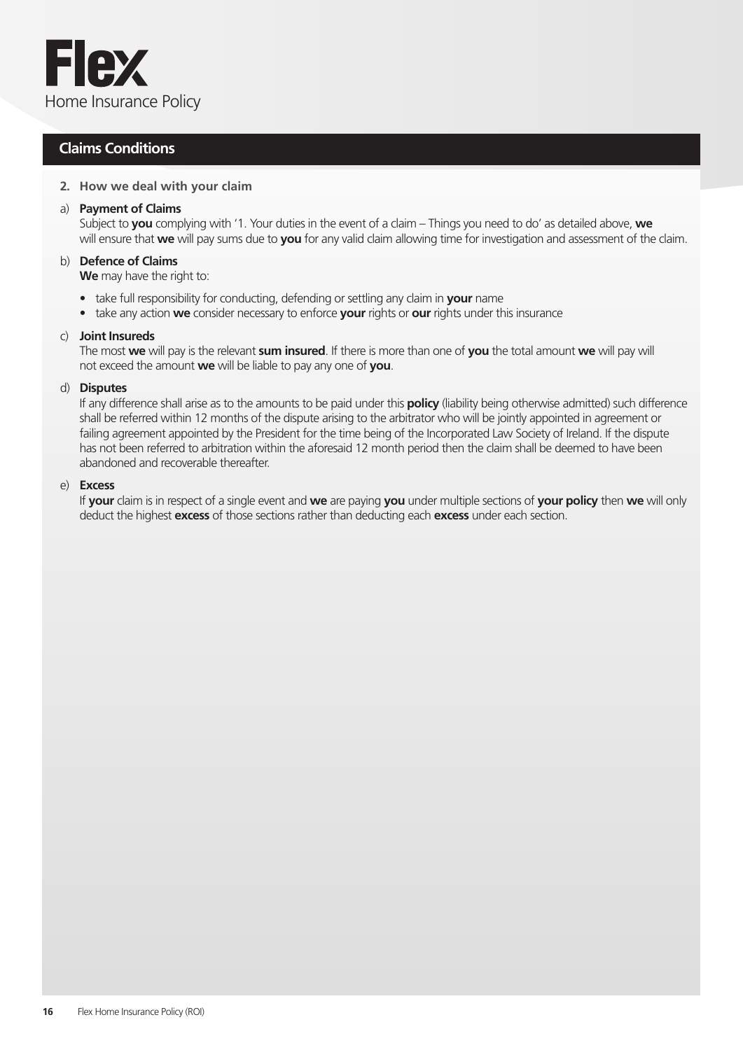## Claims Conditions

**2. How we deal with your claim**

a) **Payment of Claims**
Subject to **you** complying with '1. Your duties in the event of a claim – Things you need to do' as detailed above, **we** will ensure that **we** will pay sums due to **you** for any valid claim allowing time for investigation and assessment of the claim.

b) **Defence of Claims**
**We** may have the right to:

- take full responsibility for conducting, defending or settling any claim in **your** name
- take any action **we** consider necessary to enforce **your** rights or **our** rights under this insurance

c) **Joint Insureds**
The most **we** will pay is the relevant **sum insured**. If there is more than one of **you** the total amount **we** will pay will not exceed the amount **we** will be liable to pay any one of **you**.

d) **Disputes**
If any difference shall arise as to the amounts to be paid under this **policy** (liability being otherwise admitted) such difference shall be referred within 12 months of the dispute arising to the arbitrator who will be jointly appointed in agreement or failing agreement appointed by the President for the time being of the Incorporated Law Society of Ireland. If the dispute has not been referred to arbitration within the aforesaid 12 month period then the claim shall be deemed to have been abandoned and recoverable thereafter.

e) **Excess**
If **your** claim is in respect of a single event and **we** are paying **you** under multiple sections of **your policy** then **we** will only deduct the highest **excess** of those sections rather than deducting each **excess** under each section.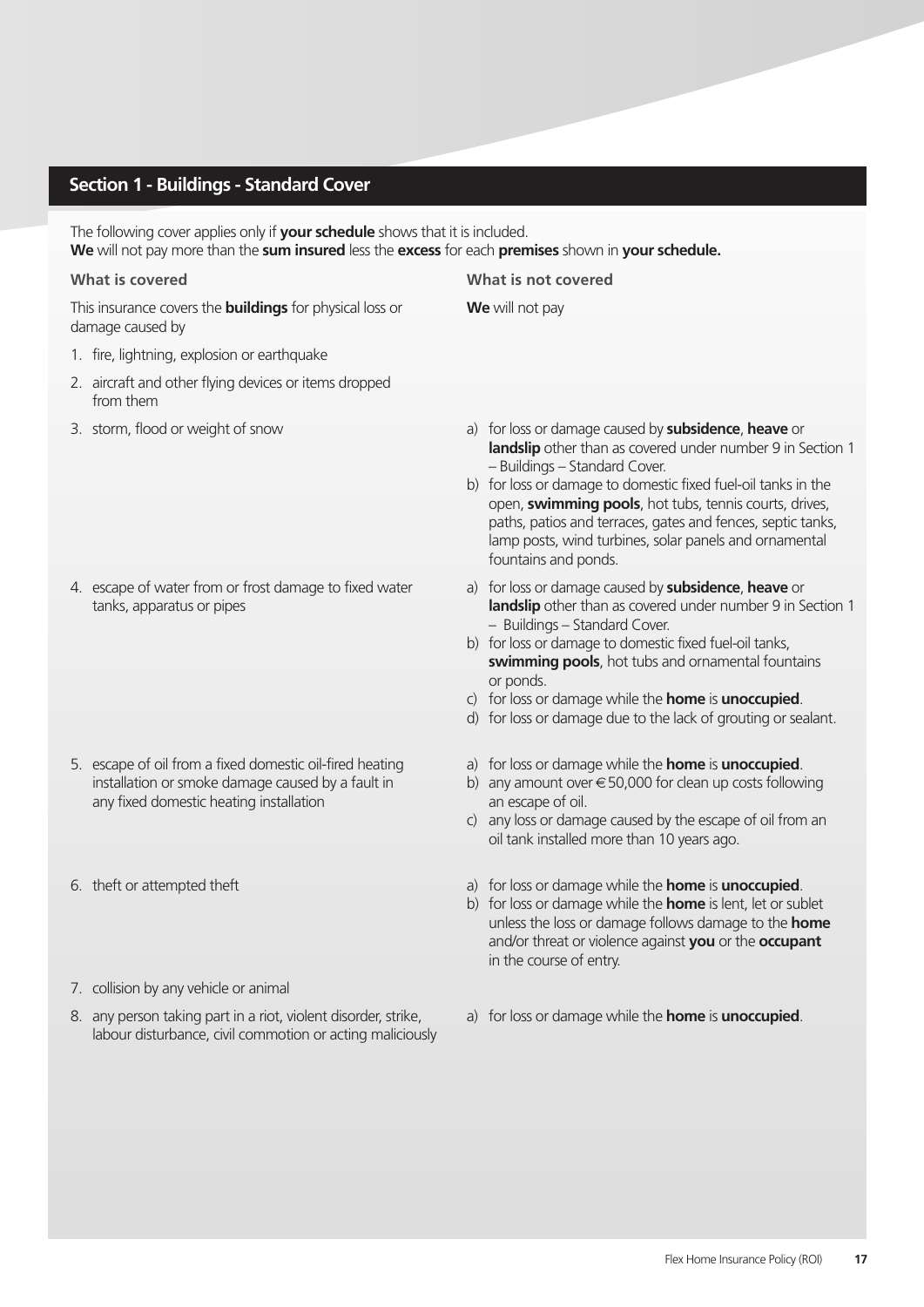## Section 1 - Buildings - Standard Cover

The following cover applies only if **your schedule** shows that it is included.
**We** will not pay more than the **sum insured** less the **excess** for each **premises** shown in **your schedule.**

| What is covered | What is not covered |
|---|---|
| This insurance covers the **buildings** for physical loss or damage caused by | **We** will not pay |
| 1. fire, lightning, explosion or earthquake | |
| 2. aircraft and other flying devices or items dropped from them | |
| 3. storm, flood or weight of snow | a) for loss or damage caused by **subsidence**, **heave** or **landslip** other than as covered under number 9 in Section 1 – Buildings – Standard Cover.<br>b) for loss or damage to domestic fixed fuel-oil tanks in the open, **swimming pools**, hot tubs, tennis courts, drives, paths, patios and terraces, gates and fences, septic tanks, lamp posts, wind turbines, solar panels and ornamental fountains and ponds. |
| 4. escape of water from or frost damage to fixed water tanks, apparatus or pipes | a) for loss or damage caused by **subsidence**, **heave** or **landslip** other than as covered under number 9 in Section 1 – Buildings – Standard Cover.<br>b) for loss or damage to domestic fixed fuel-oil tanks, **swimming pools**, hot tubs and ornamental fountains or ponds.<br>c) for loss or damage while the **home** is **unoccupied**.<br>d) for loss or damage due to the lack of grouting or sealant. |
| 5. escape of oil from a fixed domestic oil-fired heating installation or smoke damage caused by a fault in any fixed domestic heating installation | a) for loss or damage while the **home** is **unoccupied**.<br>b) any amount over €50,000 for clean up costs following an escape of oil.<br>c) any loss or damage caused by the escape of oil from an oil tank installed more than 10 years ago. |
| 6. theft or attempted theft | a) for loss or damage while the **home** is **unoccupied**.<br>b) for loss or damage while the **home** is lent, let or sublet unless the loss or damage follows damage to the **home** and/or threat or violence against **you** or the **occupant** in the course of entry. |
| 7. collision by any vehicle or animal | |
| 8. any person taking part in a riot, violent disorder, strike, labour disturbance, civil commotion or acting maliciously | a) for loss or damage while the **home** is **unoccupied**. |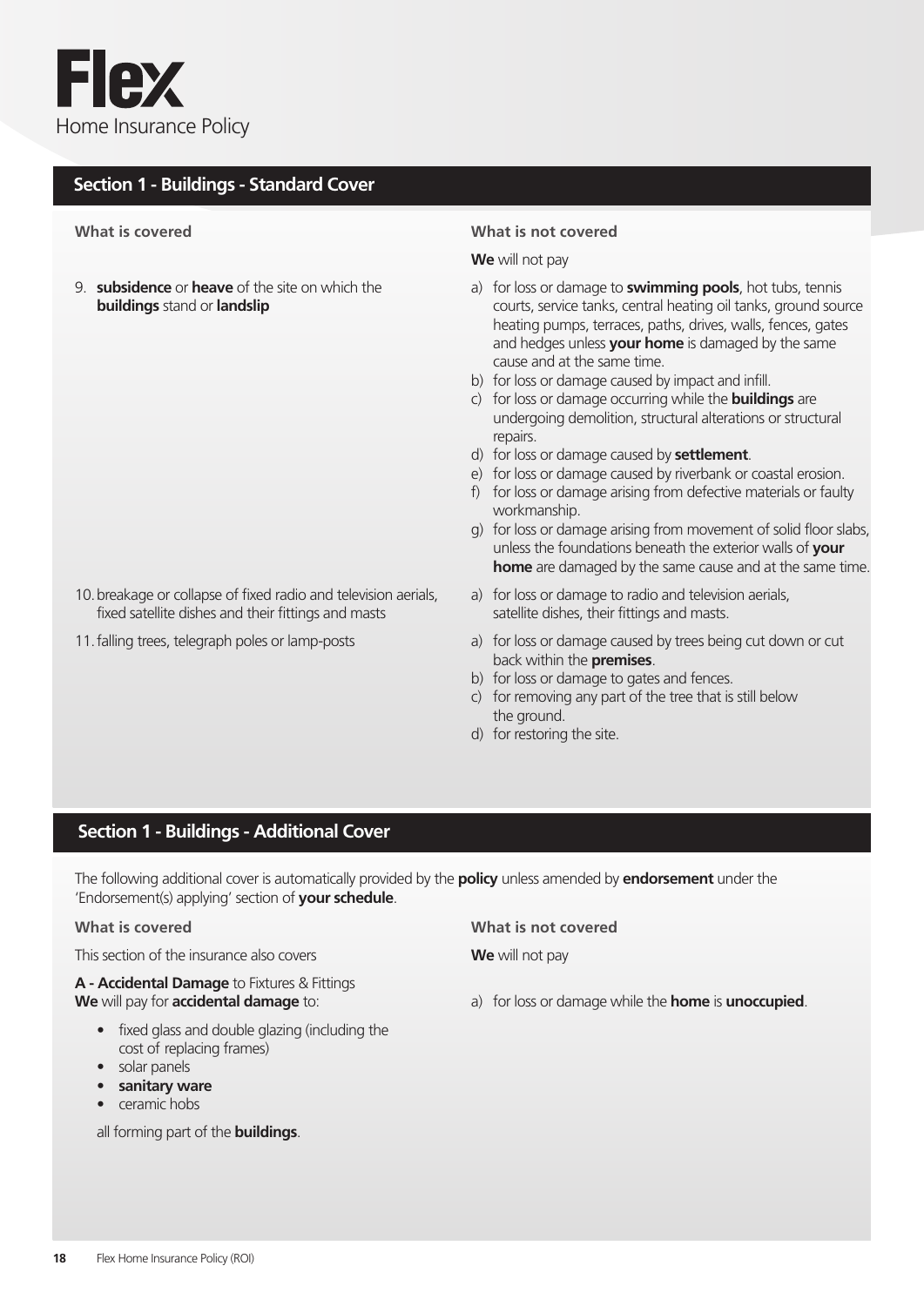## Section 1 - Buildings - Standard Cover

| What is covered | What is not covered |
|---|---|
| | **We** will not pay |
| 9. **subsidence** or **heave** of the site on which the **buildings** stand or **landslip** | a) for loss or damage to **swimming pools**, hot tubs, tennis courts, service tanks, central heating oil tanks, ground source heating pumps, terraces, paths, drives, walls, fences, gates and hedges unless **your home** is damaged by the same cause and at the same time.<br>b) for loss or damage caused by impact and infill.<br>c) for loss or damage occurring while the **buildings** are undergoing demolition, structural alterations or structural repairs.<br>d) for loss or damage caused by **settlement**.<br>e) for loss or damage caused by riverbank or coastal erosion.<br>f) for loss or damage arising from defective materials or faulty workmanship.<br>g) for loss or damage arising from movement of solid floor slabs, unless the foundations beneath the exterior walls of **your home** are damaged by the same cause and at the same time. |
| 10. breakage or collapse of fixed radio and television aerials, fixed satellite dishes and their fittings and masts | a) for loss or damage to radio and television aerials, satellite dishes, their fittings and masts. |
| 11. falling trees, telegraph poles or lamp-posts | a) for loss or damage caused by trees being cut down or cut back within the **premises**.<br>b) for loss or damage to gates and fences.<br>c) for removing any part of the tree that is still below the ground.<br>d) for restoring the site. |

## Section 1 - Buildings - Additional Cover

The following additional cover is automatically provided by the **policy** unless amended by **endorsement** under the 'Endorsement(s) applying' section of **your schedule**.

| What is covered | What is not covered |
|---|---|
| This section of the insurance also covers | **We** will not pay |
| **A - Accidental Damage** to Fixtures & Fittings<br>**We** will pay for **accidental damage** to:<br>• fixed glass and double glazing (including the cost of replacing frames)<br>• solar panels<br>• **sanitary ware**<br>• ceramic hobs<br>all forming part of the **buildings**. | a) for loss or damage while the **home** is **unoccupied**. |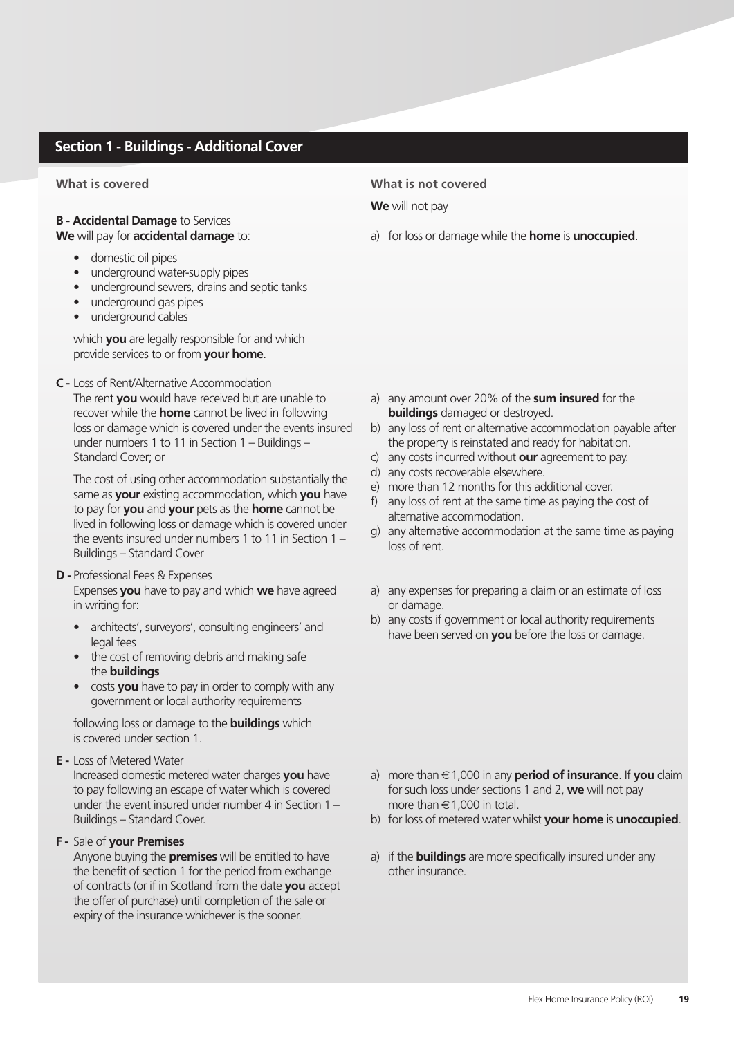## Section 1 - Buildings - Additional Cover

| What is covered | What is not covered |
|---|---|
| | **We** will not pay |
| **B - Accidental Damage** to Services<br>**We** will pay for **accidental damage** to:<br>• domestic oil pipes<br>• underground water-supply pipes<br>• underground sewers, drains and septic tanks<br>• underground gas pipes<br>• underground cables<br><br>which **you** are legally responsible for and which provide services to or from **your home**. | a) for loss or damage while the **home** is **unoccupied**. |
| **C -** Loss of Rent/Alternative Accommodation<br>The rent **you** would have received but are unable to recover while the **home** cannot be lived in following loss or damage which is covered under the events insured under numbers 1 to 11 in Section 1 – Buildings – Standard Cover; or<br><br>The cost of using other accommodation substantially the same as **your** existing accommodation, which **you** have to pay for **you** and **your** pets as the **home** cannot be lived in following loss or damage which is covered under the events insured under numbers 1 to 11 in Section 1 – Buildings – Standard Cover | a) any amount over 20% of the **sum insured** for the **buildings** damaged or destroyed.<br>b) any loss of rent or alternative accommodation payable after the property is reinstated and ready for habitation.<br>c) any costs incurred without **our** agreement to pay.<br>d) any costs recoverable elsewhere.<br>e) more than 12 months for this additional cover.<br>f) any loss of rent at the same time as paying the cost of alternative accommodation.<br>g) any alternative accommodation at the same time as paying loss of rent. |
| **D -** Professional Fees & Expenses<br>Expenses **you** have to pay and which **we** have agreed in writing for:<br>• architects', surveyors', consulting engineers' and legal fees<br>• the cost of removing debris and making safe the **buildings**<br>• costs **you** have to pay in order to comply with any government or local authority requirements<br><br>following loss or damage to the **buildings** which is covered under section 1. | a) any expenses for preparing a claim or an estimate of loss or damage.<br>b) any costs if government or local authority requirements have been served on **you** before the loss or damage. |
| **E -** Loss of Metered Water<br>Increased domestic metered water charges **you** have to pay following an escape of water which is covered under the event insured under number 4 in Section 1 – Buildings – Standard Cover. | a) more than €1,000 in any **period of insurance**. If **you** claim for such loss under sections 1 and 2, **we** will not pay more than €1,000 in total.<br>b) for loss of metered water whilst **your home** is **unoccupied**. |
| **F -** Sale of **your Premises**<br>Anyone buying the **premises** will be entitled to have the benefit of section 1 for the period from exchange of contracts (or if in Scotland from the date **you** accept the offer of purchase) until completion of the sale or expiry of the insurance whichever is the sooner. | a) if the **buildings** are more specifically insured under any other insurance. |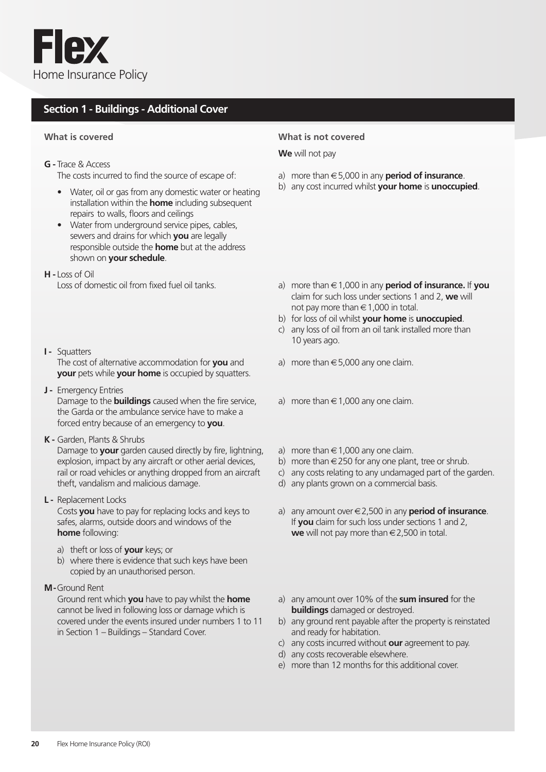# Flex

Home Insurance Policy

## Section 1 - Buildings - Additional Cover

| What is covered | What is not covered |
| --- | --- |
| | **We** will not pay |
| **G -** Trace & Access<br>The costs incurred to find the source of escape of:<br>• Water, oil or gas from any domestic water or heating installation within the **home** including subsequent repairs to walls, floors and ceilings<br>• Water from underground service pipes, cables, sewers and drains for which **you** are legally responsible outside the **home** but at the address shown on **your schedule**. | a) more than €5,000 in any **period of insurance**.<br>b) any cost incurred whilst **your home** is **unoccupied**. |
| **H -** Loss of Oil<br>Loss of domestic oil from fixed fuel oil tanks. | a) more than €1,000 in any **period of insurance.** If **you** claim for such loss under sections 1 and 2, **we** will not pay more than €1,000 in total.<br>b) for loss of oil whilst **your home** is **unoccupied**.<br>c) any loss of oil from an oil tank installed more than 10 years ago. |
| **I -** Squatters<br>The cost of alternative accommodation for **you** and **your** pets while **your home** is occupied by squatters. | a) more than €5,000 any one claim. |
| **J -** Emergency Entries<br>Damage to the **buildings** caused when the fire service, the Garda or the ambulance service have to make a forced entry because of an emergency to **you**. | a) more than €1,000 any one claim. |
| **K -** Garden, Plants & Shrubs<br>Damage to **your** garden caused directly by fire, lightning, explosion, impact by any aircraft or other aerial devices, rail or road vehicles or anything dropped from an aircraft theft, vandalism and malicious damage. | a) more than €1,000 any one claim.<br>b) more than €250 for any one plant, tree or shrub.<br>c) any costs relating to any undamaged part of the garden.<br>d) any plants grown on a commercial basis. |
| **L -** Replacement Locks<br>Costs **you** have to pay for replacing locks and keys to safes, alarms, outside doors and windows of the **home** following:<br>a) theft or loss of **your** keys; or<br>b) where there is evidence that such keys have been copied by an unauthorised person. | a) any amount over €2,500 in any **period of insurance**. If **you** claim for such loss under sections 1 and 2, **we** will not pay more than €2,500 in total. |
| **M -** Ground Rent<br>Ground rent which **you** have to pay whilst the **home** cannot be lived in following loss or damage which is covered under the events insured under numbers 1 to 11 in Section 1 – Buildings – Standard Cover. | a) any amount over 10% of the **sum insured** for the **buildings** damaged or destroyed.<br>b) any ground rent payable after the property is reinstated and ready for habitation.<br>c) any costs incurred without **our** agreement to pay.<br>d) any costs recoverable elsewhere.<br>e) more than 12 months for this additional cover. |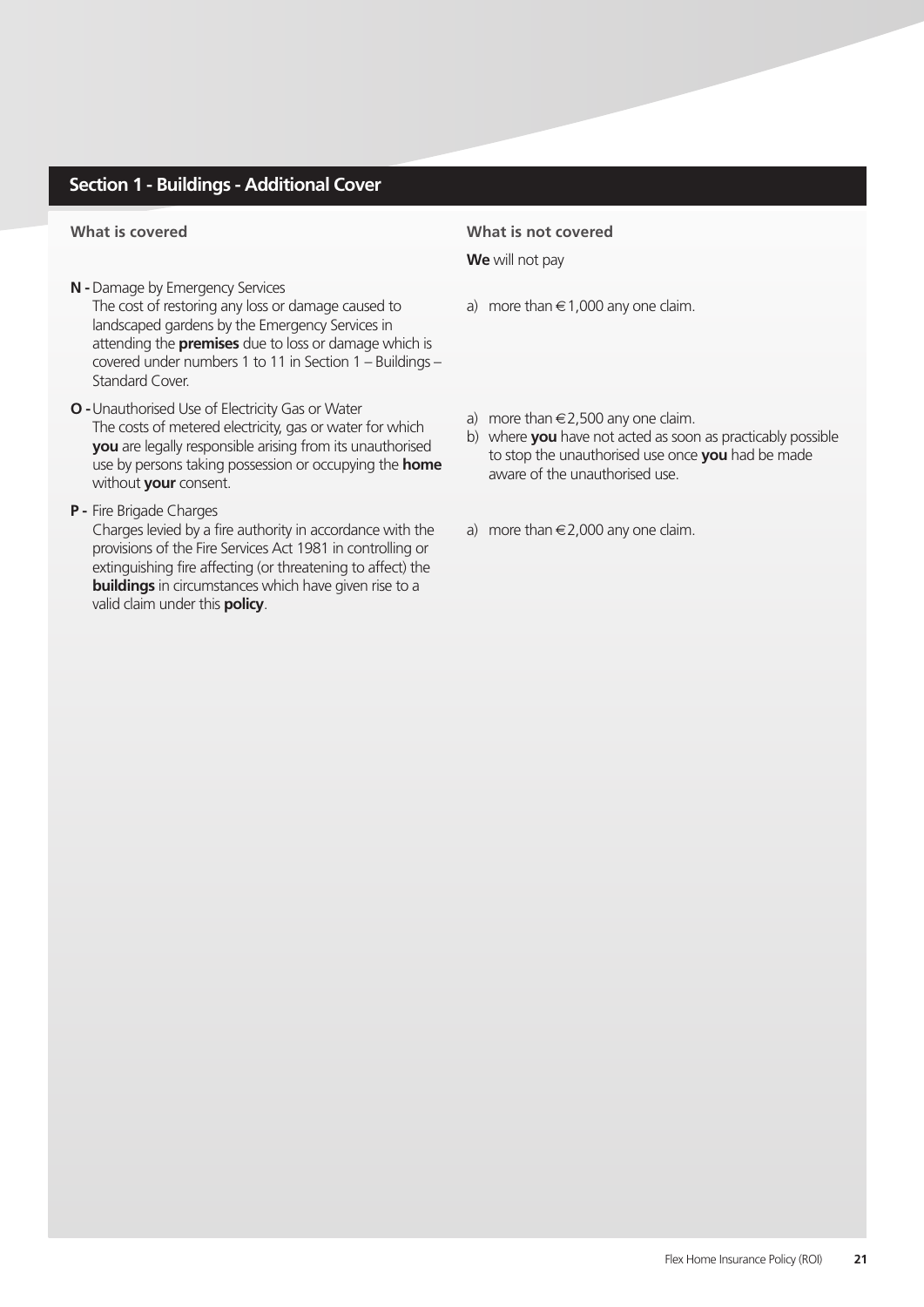## Section 1 - Buildings - Additional Cover

| What is covered | What is not covered |
| --- | --- |
| | **We** will not pay |
| **N -** Damage by Emergency Services<br>The cost of restoring any loss or damage caused to landscaped gardens by the Emergency Services in attending the **premises** due to loss or damage which is covered under numbers 1 to 11 in Section 1 – Buildings – Standard Cover. | a) more than €1,000 any one claim. |
| **O -** Unauthorised Use of Electricity Gas or Water<br>The costs of metered electricity, gas or water for which **you** are legally responsible arising from its unauthorised use by persons taking possession or occupying the **home** without **your** consent. | a) more than €2,500 any one claim.<br>b) where **you** have not acted as soon as practicably possible to stop the unauthorised use once **you** had be made aware of the unauthorised use. |
| **P -** Fire Brigade Charges<br>Charges levied by a fire authority in accordance with the provisions of the Fire Services Act 1981 in controlling or extinguishing fire affecting (or threatening to affect) the **buildings** in circumstances which have given rise to a valid claim under this **policy**. | a) more than €2,000 any one claim. |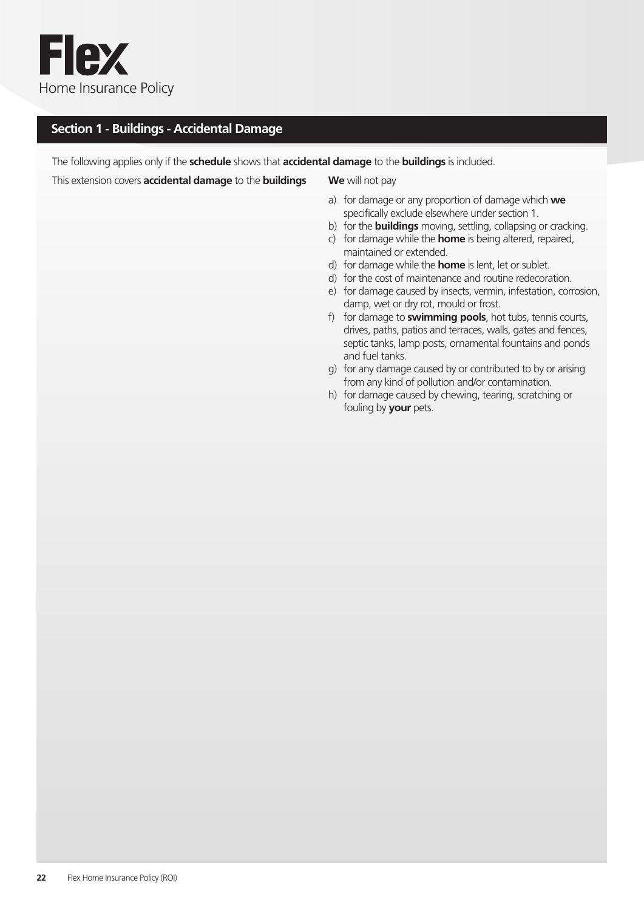## Section 1 - Buildings - Accidental Damage

The following applies only if the **schedule** shows that **accidental damage** to the **buildings** is included.

This extension covers **accidental damage** to the **buildings**

**We** will not pay

a) for damage or any proportion of damage which **we** specifically exclude elsewhere under section 1.
b) for the **buildings** moving, settling, collapsing or cracking.
c) for damage while the **home** is being altered, repaired, maintained or extended.
d) for damage while the **home** is lent, let or sublet.
d) for the cost of maintenance and routine redecoration.
e) for damage caused by insects, vermin, infestation, corrosion, damp, wet or dry rot, mould or frost.
f) for damage to **swimming pools**, hot tubs, tennis courts, drives, paths, patios and terraces, walls, gates and fences, septic tanks, lamp posts, ornamental fountains and ponds and fuel tanks.
g) for any damage caused by or contributed to by or arising from any kind of pollution and/or contamination.
h) for damage caused by chewing, tearing, scratching or fouling by **your** pets.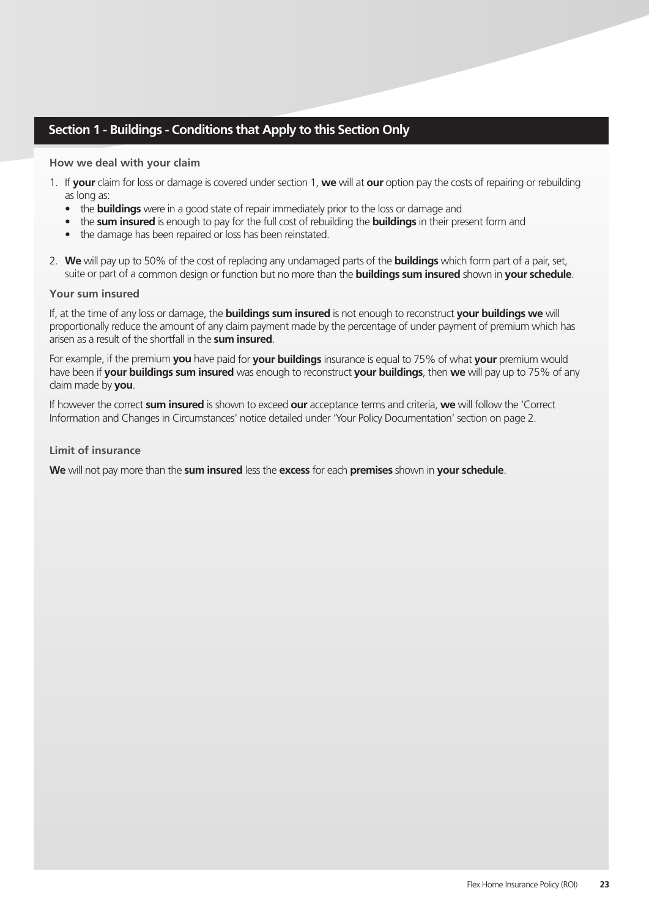## Section 1 - Buildings - Conditions that Apply to this Section Only

### How we deal with your claim

1. If **your** claim for loss or damage is covered under section 1, **we** will at **our** option pay the costs of repairing or rebuilding as long as:
   - the **buildings** were in a good state of repair immediately prior to the loss or damage and
   - the **sum insured** is enough to pay for the full cost of rebuilding the **buildings** in their present form and
   - the damage has been repaired or loss has been reinstated.
2. **We** will pay up to 50% of the cost of replacing any undamaged parts of the **buildings** which form part of a pair, set, suite or part of a common design or function but no more than the **buildings sum insured** shown in **your schedule**.

### Your sum insured

If, at the time of any loss or damage, the **buildings sum insured** is not enough to reconstruct **your buildings we** will proportionally reduce the amount of any claim payment made by the percentage of under payment of premium which has arisen as a result of the shortfall in the **sum insured**.

For example, if the premium **you** have paid for **your buildings** insurance is equal to 75% of what **your** premium would have been if **your buildings sum insured** was enough to reconstruct **your buildings**, then **we** will pay up to 75% of any claim made by **you**.

If however the correct **sum insured** is shown to exceed **our** acceptance terms and criteria, **we** will follow the 'Correct Information and Changes in Circumstances' notice detailed under 'Your Policy Documentation' section on page 2.

### Limit of insurance

**We** will not pay more than the **sum insured** less the **excess** for each **premises** shown in **your schedule**.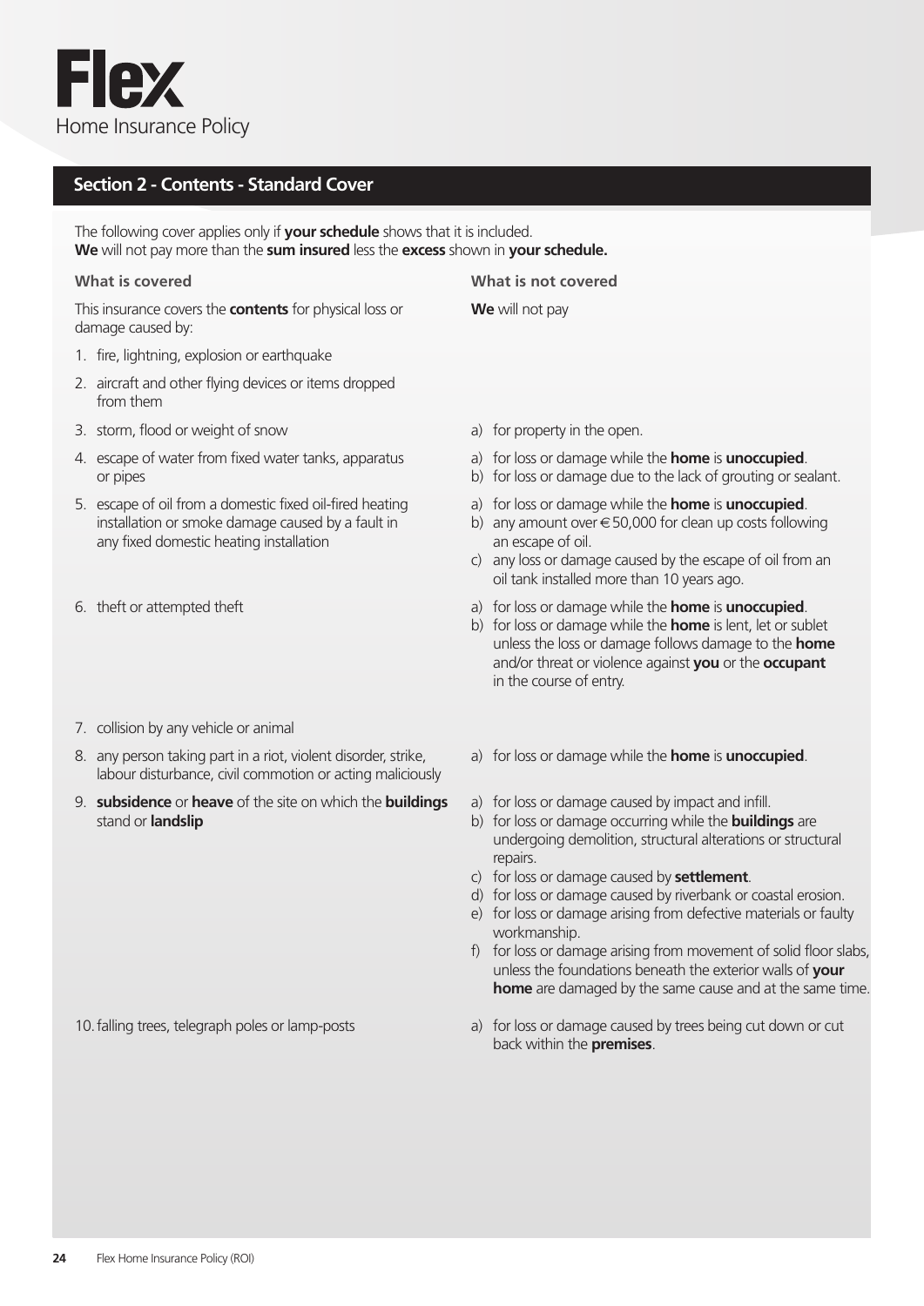# Flex
Home Insurance Policy

## Section 2 - Contents - Standard Cover

The following cover applies only if **your schedule** shows that it is included.
**We** will not pay more than the **sum insured** less the **excess** shown in **your schedule.**

| What is covered | What is not covered |
|---|---|
| This insurance covers the **contents** for physical loss or damage caused by: | **We** will not pay |
| 1. fire, lightning, explosion or earthquake | |
| 2. aircraft and other flying devices or items dropped from them | |
| 3. storm, flood or weight of snow | a) for property in the open. |
| 4. escape of water from fixed water tanks, apparatus or pipes | a) for loss or damage while the **home** is **unoccupied**.<br>b) for loss or damage due to the lack of grouting or sealant. |
| 5. escape of oil from a domestic fixed oil-fired heating installation or smoke damage caused by a fault in any fixed domestic heating installation | a) for loss or damage while the **home** is **unoccupied**.<br>b) any amount over €50,000 for clean up costs following an escape of oil.<br>c) any loss or damage caused by the escape of oil from an oil tank installed more than 10 years ago. |
| 6. theft or attempted theft | a) for loss or damage while the **home** is **unoccupied**.<br>b) for loss or damage while the **home** is lent, let or sublet unless the loss or damage follows damage to the **home** and/or threat or violence against **you** or the **occupant** in the course of entry. |
| 7. collision by any vehicle or animal | |
| 8. any person taking part in a riot, violent disorder, strike, labour disturbance, civil commotion or acting maliciously | a) for loss or damage while the **home** is **unoccupied**. |
| 9. **subsidence** or **heave** of the site on which the **buildings** stand or **landslip** | a) for loss or damage caused by impact and infill.<br>b) for loss or damage occurring while the **buildings** are undergoing demolition, structural alterations or structural repairs.<br>c) for loss or damage caused by **settlement**.<br>d) for loss or damage caused by riverbank or coastal erosion.<br>e) for loss or damage arising from defective materials or faulty workmanship.<br>f) for loss or damage arising from movement of solid floor slabs, unless the foundations beneath the exterior walls of **your home** are damaged by the same cause and at the same time. |
| 10. falling trees, telegraph poles or lamp-posts | a) for loss or damage caused by trees being cut down or cut back within the **premises**. |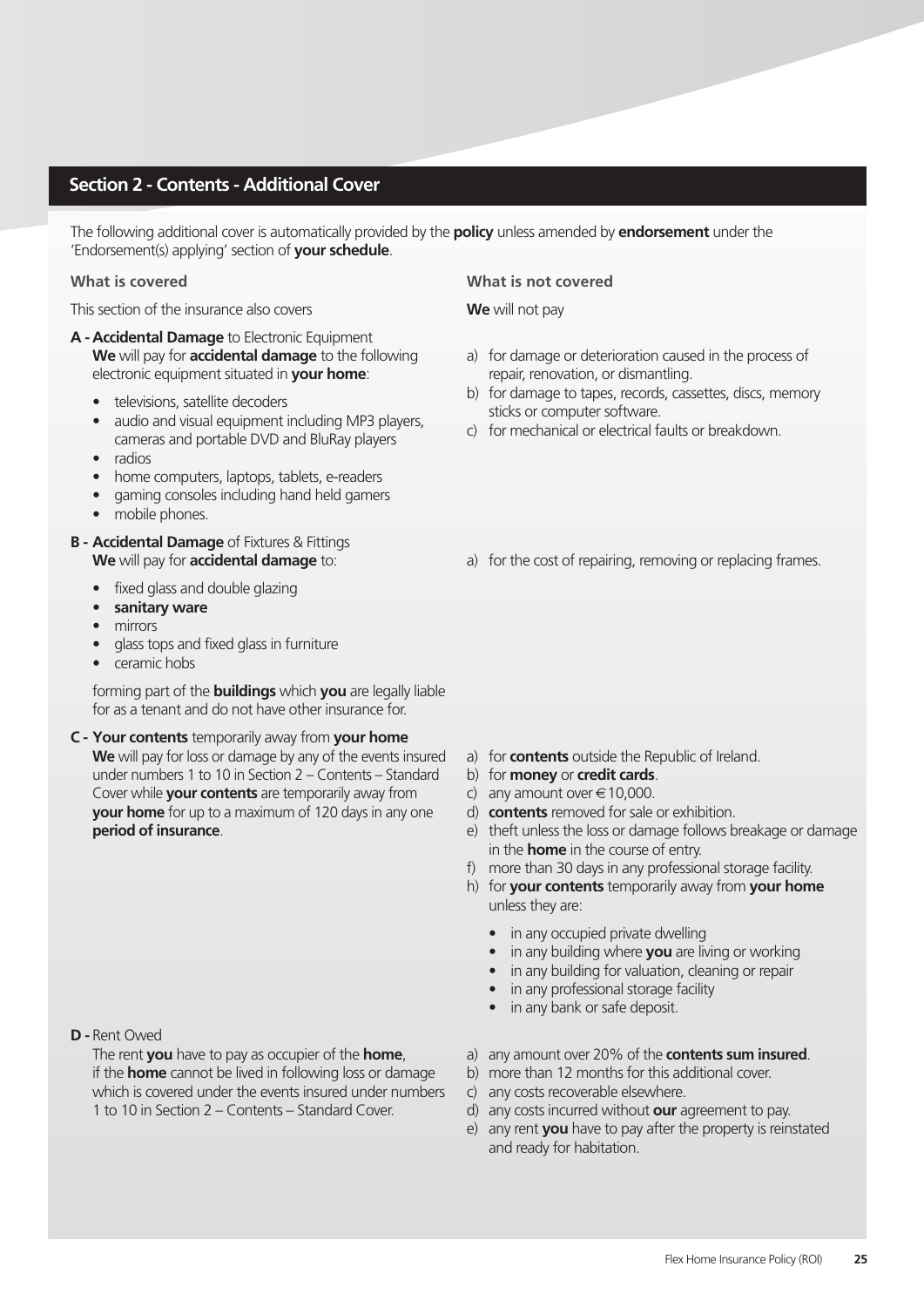## Section 2 - Contents - Additional Cover

The following additional cover is automatically provided by the **policy** unless amended by **endorsement** under the 'Endorsement(s) applying' section of **your schedule**.

| What is covered | What is not covered |
| --- | --- |
| This section of the insurance also covers | **We** will not pay |
| **A - Accidental Damage** to Electronic Equipment<br>**We** will pay for **accidental damage** to the following electronic equipment situated in **your home**:<br>• televisions, satellite decoders<br>• audio and visual equipment including MP3 players, cameras and portable DVD and BluRay players<br>• radios<br>• home computers, laptops, tablets, e-readers<br>• gaming consoles including hand held gamers<br>• mobile phones. | a) for damage or deterioration caused in the process of repair, renovation, or dismantling.<br>b) for damage to tapes, records, cassettes, discs, memory sticks or computer software.<br>c) for mechanical or electrical faults or breakdown. |
| **B - Accidental Damage** of Fixtures & Fittings<br>**We** will pay for **accidental damage** to:<br>• fixed glass and double glazing<br>• **sanitary ware**<br>• mirrors<br>• glass tops and fixed glass in furniture<br>• ceramic hobs<br><br>forming part of the **buildings** which **you** are legally liable for as a tenant and do not have other insurance for. | a) for the cost of repairing, removing or replacing frames. |
| **C - Your contents** temporarily away from **your home**<br>**We** will pay for loss or damage by any of the events insured under numbers 1 to 10 in Section 2 – Contents – Standard Cover while **your contents** are temporarily away from **your home** for up to a maximum of 120 days in any one **period of insurance**. | a) for **contents** outside the Republic of Ireland.<br>b) for **money** or **credit cards**.<br>c) any amount over €10,000.<br>d) **contents** removed for sale or exhibition.<br>e) theft unless the loss or damage follows breakage or damage in the **home** in the course of entry.<br>f) more than 30 days in any professional storage facility.<br>h) for **your contents** temporarily away from **your home** unless they are:<br>• in any occupied private dwelling<br>• in any building where **you** are living or working<br>• in any building for valuation, cleaning or repair<br>• in any professional storage facility<br>• in any bank or safe deposit. |
| **D -** Rent Owed<br>The rent **you** have to pay as occupier of the **home**, if the **home** cannot be lived in following loss or damage which is covered under the events insured under numbers 1 to 10 in Section 2 – Contents – Standard Cover. | a) any amount over 20% of the **contents sum insured**.<br>b) more than 12 months for this additional cover.<br>c) any costs recoverable elsewhere.<br>d) any costs incurred without **our** agreement to pay.<br>e) any rent **you** have to pay after the property is reinstated and ready for habitation. |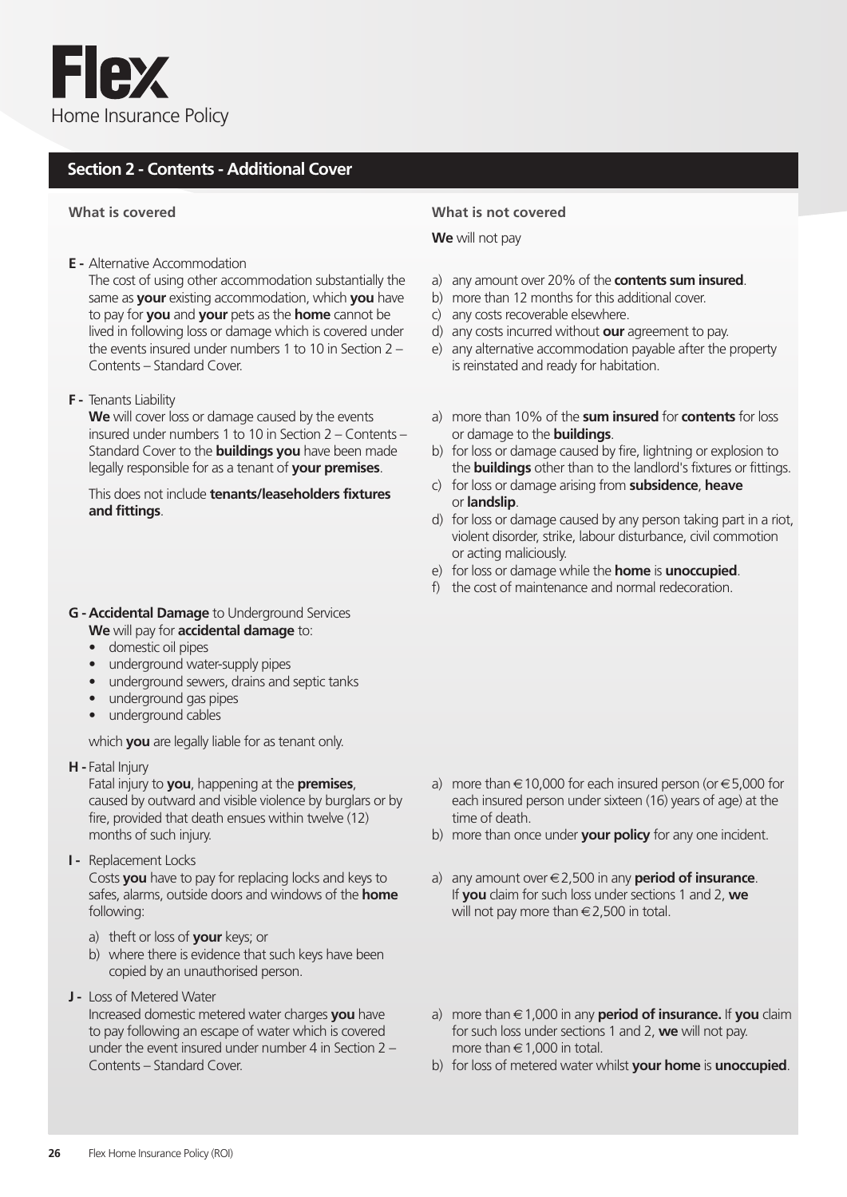## Section 2 - Contents - Additional Cover

| What is covered | What is not covered |
|---|---|
| | **We** will not pay |
| **E -** Alternative Accommodation<br>The cost of using other accommodation substantially the same as **your** existing accommodation, which **you** have to pay for **you** and **your** pets as the **home** cannot be lived in following loss or damage which is covered under the events insured under numbers 1 to 10 in Section 2 – Contents – Standard Cover. | a) any amount over 20% of the **contents sum insured**.<br>b) more than 12 months for this additional cover.<br>c) any costs recoverable elsewhere.<br>d) any costs incurred without **our** agreement to pay.<br>e) any alternative accommodation payable after the property is reinstated and ready for habitation. |
| **F -** Tenants Liability<br>**We** will cover loss or damage caused by the events insured under numbers 1 to 10 in Section 2 – Contents – Standard Cover to the **buildings you** have been made legally responsible for as a tenant of **your premises**.<br><br>This does not include **tenants/leaseholders fixtures and fittings**. | a) more than 10% of the **sum insured** for **contents** for loss or damage to the **buildings**.<br>b) for loss or damage caused by fire, lightning or explosion to the **buildings** other than to the landlord's fixtures or fittings.<br>c) for loss or damage arising from **subsidence**, **heave** or **landslip**.<br>d) for loss or damage caused by any person taking part in a riot, violent disorder, strike, labour disturbance, civil commotion or acting maliciously.<br>e) for loss or damage while the **home** is **unoccupied**.<br>f) the cost of maintenance and normal redecoration. |
| **G - Accidental Damage** to Underground Services<br>**We** will pay for **accidental damage** to:<br>• domestic oil pipes<br>• underground water-supply pipes<br>• underground sewers, drains and septic tanks<br>• underground gas pipes<br>• underground cables<br><br>which **you** are legally liable for as tenant only. | |
| **H -** Fatal Injury<br>Fatal injury to **you**, happening at the **premises**, caused by outward and visible violence by burglars or by fire, provided that death ensues within twelve (12) months of such injury. | a) more than €10,000 for each insured person (or €5,000 for each insured person under sixteen (16) years of age) at the time of death.<br>b) more than once under **your policy** for any one incident. |
| **I -** Replacement Locks<br>Costs **you** have to pay for replacing locks and keys to safes, alarms, outside doors and windows of the **home** following:<br>a) theft or loss of **your** keys; or<br>b) where there is evidence that such keys have been copied by an unauthorised person. | a) any amount over €2,500 in any **period of insurance**. If **you** claim for such loss under sections 1 and 2, **we** will not pay more than €2,500 in total. |
| **J -** Loss of Metered Water<br>Increased domestic metered water charges **you** have to pay following an escape of water which is covered under the event insured under number 4 in Section 2 – Contents – Standard Cover. | a) more than €1,000 in any **period of insurance.** If **you** claim for such loss under sections 1 and 2, **we** will not pay. more than €1,000 in total.<br>b) for loss of metered water whilst **your home** is **unoccupied**. |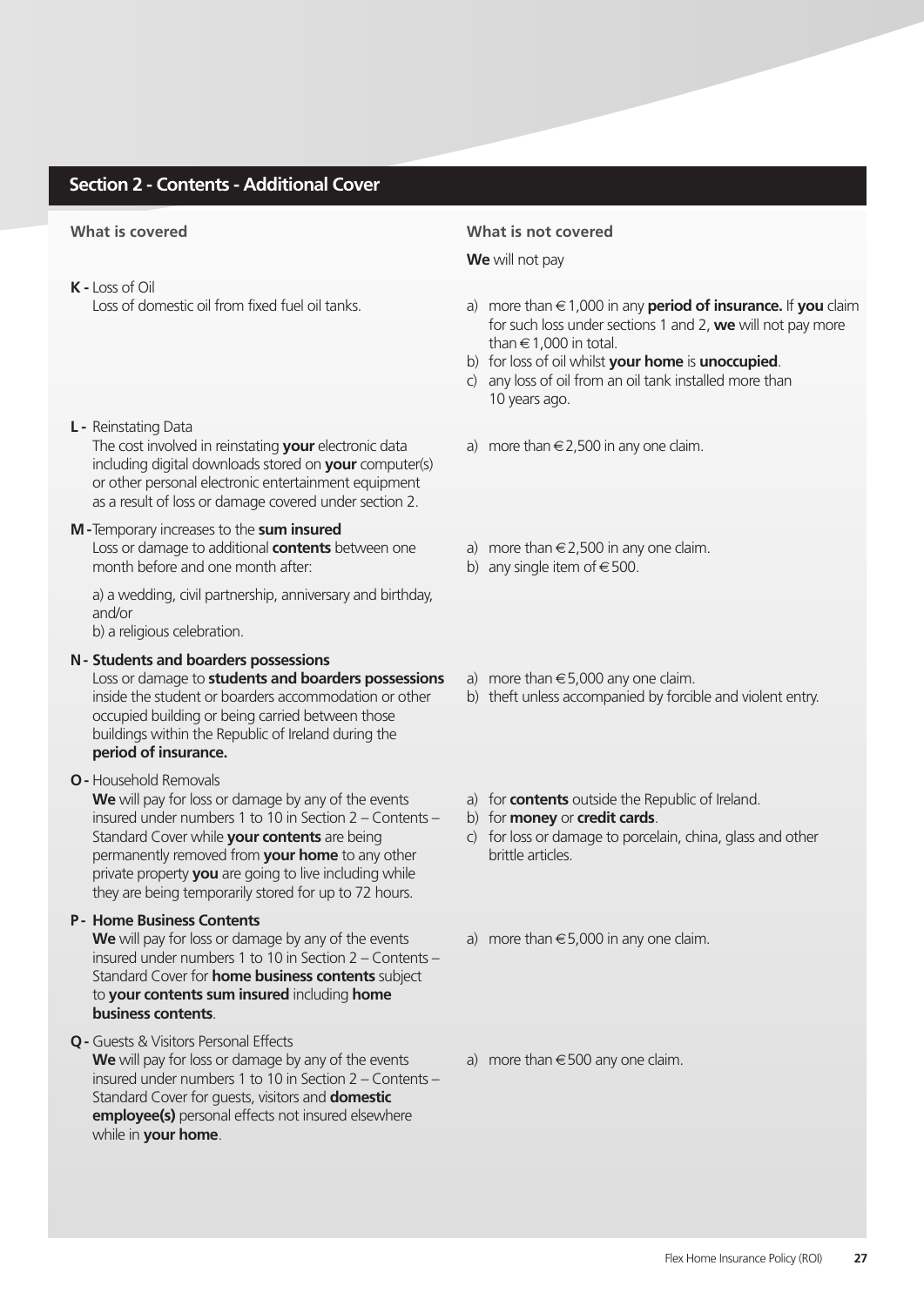## Section 2 - Contents - Additional Cover

| What is covered | What is not covered |
|---|---|
| | **We** will not pay |
| **K -** Loss of Oil<br>Loss of domestic oil from fixed fuel oil tanks. | a) more than €1,000 in any **period of insurance.** If **you** claim for such loss under sections 1 and 2, **we** will not pay more than €1,000 in total.<br>b) for loss of oil whilst **your home** is **unoccupied**.<br>c) any loss of oil from an oil tank installed more than 10 years ago. |
| **L -** Reinstating Data<br>The cost involved in reinstating **your** electronic data including digital downloads stored on **your** computer(s) or other personal electronic entertainment equipment as a result of loss or damage covered under section 2. | a) more than €2,500 in any one claim. |
| **M -** Temporary increases to the **sum insured**<br>Loss or damage to additional **contents** between one month before and one month after:<br>a) a wedding, civil partnership, anniversary and birthday, and/or<br>b) a religious celebration. | a) more than €2,500 in any one claim.<br>b) any single item of €500. |
| **N - Students and boarders possessions**<br>Loss or damage to **students and boarders possessions** inside the student or boarders accommodation or other occupied building or being carried between those buildings within the Republic of Ireland during the **period of insurance.** | a) more than €5,000 any one claim.<br>b) theft unless accompanied by forcible and violent entry. |
| **O -** Household Removals<br>**We** will pay for loss or damage by any of the events insured under numbers 1 to 10 in Section 2 – Contents – Standard Cover while **your contents** are being permanently removed from **your home** to any other private property **you** are going to live including while they are being temporarily stored for up to 72 hours. | a) for **contents** outside the Republic of Ireland.<br>b) for **money** or **credit cards**.<br>c) for loss or damage to porcelain, china, glass and other brittle articles. |
| **P - Home Business Contents**<br>**We** will pay for loss or damage by any of the events insured under numbers 1 to 10 in Section 2 – Contents – Standard Cover for **home business contents** subject to **your contents sum insured** including **home business contents**. | a) more than €5,000 in any one claim. |
| **Q -** Guests & Visitors Personal Effects<br>**We** will pay for loss or damage by any of the events insured under numbers 1 to 10 in Section 2 – Contents – Standard Cover for guests, visitors and **domestic employee(s)** personal effects not insured elsewhere while in **your home**. | a) more than €500 any one claim. |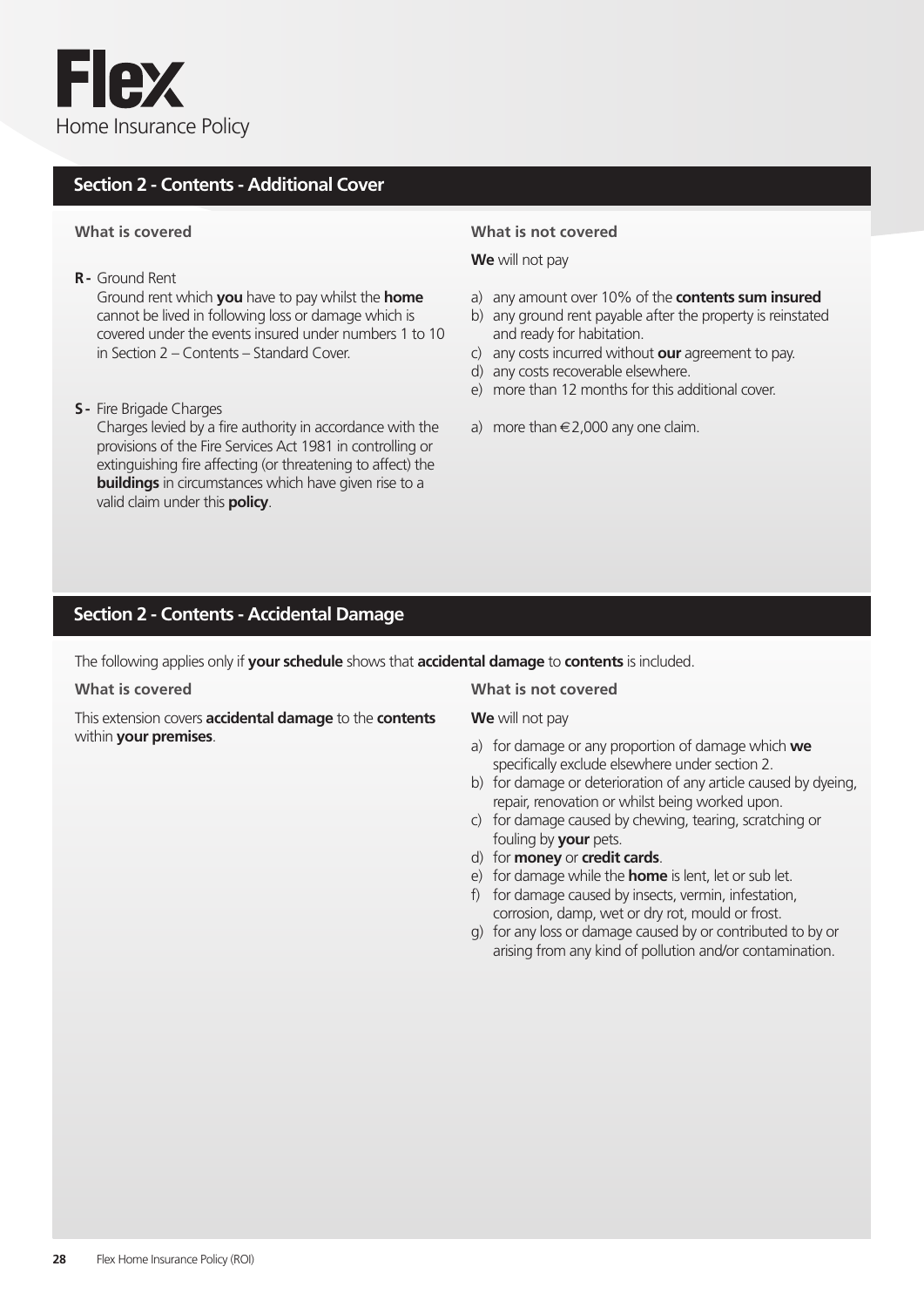## Section 2 - Contents - Additional Cover

| What is covered | What is not covered |
| --- | --- |
| **R -** Ground Rent<br>Ground rent which **you** have to pay whilst the **home** cannot be lived in following loss or damage which is covered under the events insured under numbers 1 to 10 in Section 2 – Contents – Standard Cover. | **We** will not pay<br>a) any amount over 10% of the **contents sum insured**<br>b) any ground rent payable after the property is reinstated and ready for habitation.<br>c) any costs incurred without **our** agreement to pay.<br>d) any costs recoverable elsewhere.<br>e) more than 12 months for this additional cover. |
| **S -** Fire Brigade Charges<br>Charges levied by a fire authority in accordance with the provisions of the Fire Services Act 1981 in controlling or extinguishing fire affecting (or threatening to affect) the **buildings** in circumstances which have given rise to a valid claim under this **policy**. | a) more than €2,000 any one claim. |

## Section 2 - Contents - Accidental Damage

The following applies only if **your schedule** shows that **accidental damage** to **contents** is included.

| What is covered | What is not covered |
| --- | --- |
| This extension covers **accidental damage** to the **contents** within **your premises**. | **We** will not pay<br>a) for damage or any proportion of damage which **we** specifically exclude elsewhere under section 2.<br>b) for damage or deterioration of any article caused by dyeing, repair, renovation or whilst being worked upon.<br>c) for damage caused by chewing, tearing, scratching or fouling by **your** pets.<br>d) for **money** or **credit cards**.<br>e) for damage while the **home** is lent, let or sub let.<br>f) for damage caused by insects, vermin, infestation, corrosion, damp, wet or dry rot, mould or frost.<br>g) for any loss or damage caused by or contributed to by or arising from any kind of pollution and/or contamination. |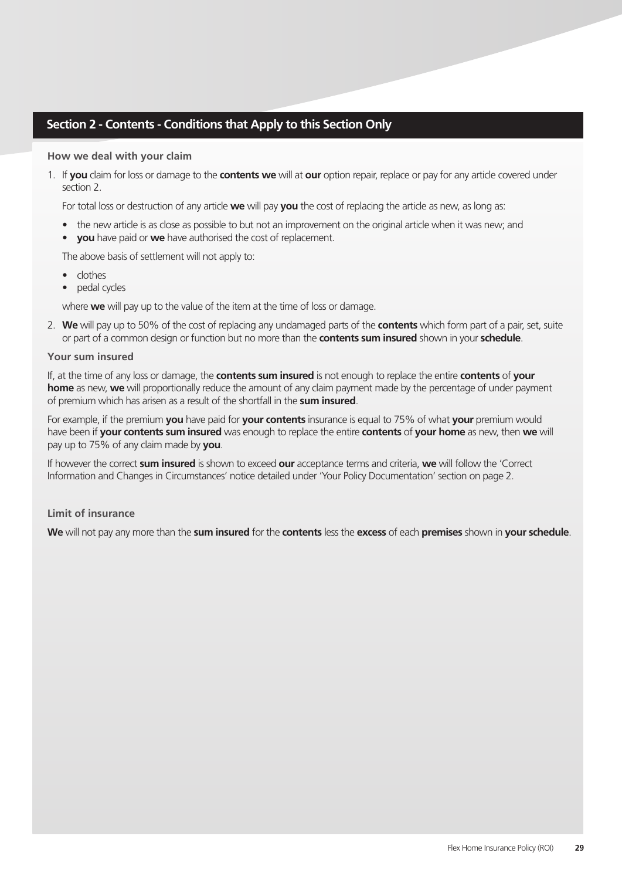## Section 2 - Contents - Conditions that Apply to this Section Only

### How we deal with your claim

1. If **you** claim for loss or damage to the **contents we** will at **our** option repair, replace or pay for any article covered under section 2.

   For total loss or destruction of any article **we** will pay **you** the cost of replacing the article as new, as long as:

   - the new article is as close as possible to but not an improvement on the original article when it was new; and
   - **you** have paid or **we** have authorised the cost of replacement.

   The above basis of settlement will not apply to:

   - clothes
   - pedal cycles

   where **we** will pay up to the value of the item at the time of loss or damage.

2. **We** will pay up to 50% of the cost of replacing any undamaged parts of the **contents** which form part of a pair, set, suite or part of a common design or function but no more than the **contents sum insured** shown in your **schedule**.

### Your sum insured

If, at the time of any loss or damage, the **contents sum insured** is not enough to replace the entire **contents** of **your home** as new, **we** will proportionally reduce the amount of any claim payment made by the percentage of under payment of premium which has arisen as a result of the shortfall in the **sum insured**.

For example, if the premium **you** have paid for **your contents** insurance is equal to 75% of what **your** premium would have been if **your contents sum insured** was enough to replace the entire **contents** of **your home** as new, then **we** will pay up to 75% of any claim made by **you**.

If however the correct **sum insured** is shown to exceed **our** acceptance terms and criteria, **we** will follow the 'Correct Information and Changes in Circumstances' notice detailed under 'Your Policy Documentation' section on page 2.

### Limit of insurance

**We** will not pay any more than the **sum insured** for the **contents** less the **excess** of each **premises** shown in **your schedule**.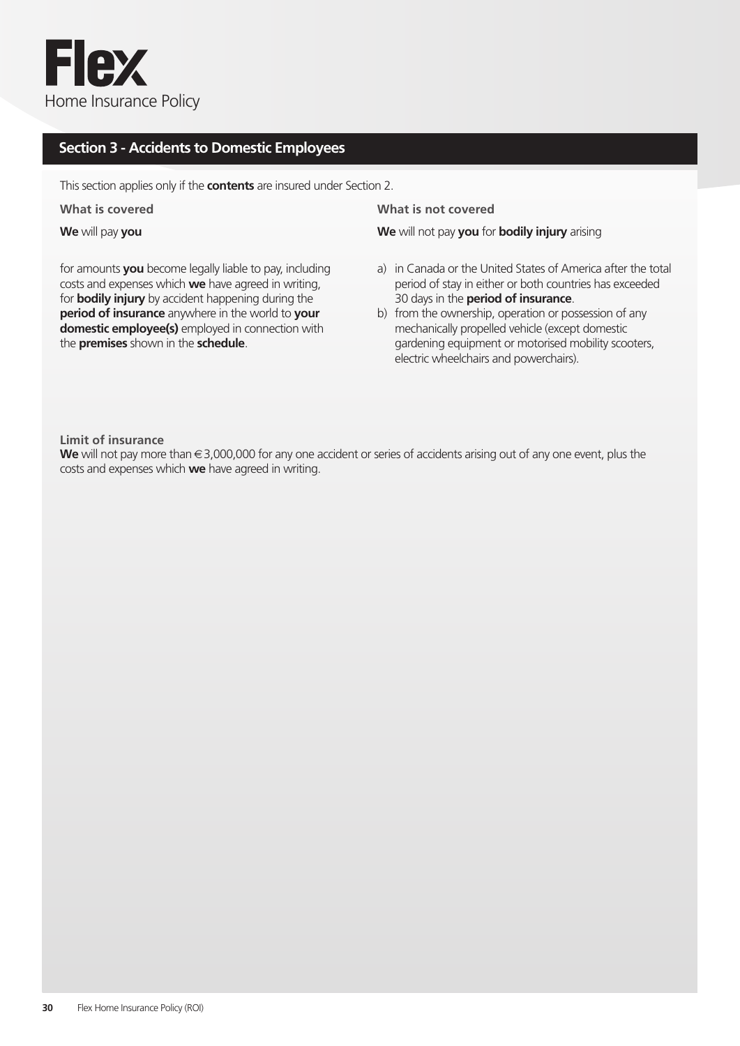## Section 3 - Accidents to Domestic Employees

This section applies only if the **contents** are insured under Section 2.

**What is covered**

**We** will pay **you**

for amounts **you** become legally liable to pay, including costs and expenses which **we** have agreed in writing, for **bodily injury** by accident happening during the **period of insurance** anywhere in the world to **your domestic employee(s)** employed in connection with the **premises** shown in the **schedule**.

**What is not covered**

**We** will not pay **you** for **bodily injury** arising

a) in Canada or the United States of America after the total period of stay in either or both countries has exceeded 30 days in the **period of insurance**.
b) from the ownership, operation or possession of any mechanically propelled vehicle (except domestic gardening equipment or motorised mobility scooters, electric wheelchairs and powerchairs).

**Limit of insurance**

**We** will not pay more than €3,000,000 for any one accident or series of accidents arising out of any one event, plus the costs and expenses which **we** have agreed in writing.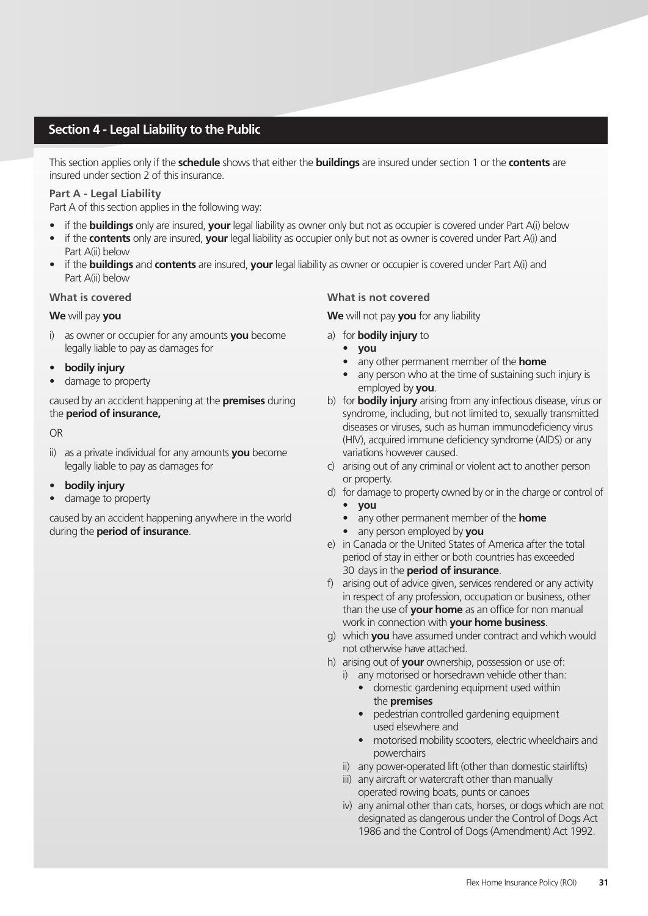## Section 4 - Legal Liability to the Public

This section applies only if the **schedule** shows that either the **buildings** are insured under section 1 or the **contents** are insured under section 2 of this insurance.

### Part A - Legal Liability

Part A of this section applies in the following way:

- if the **buildings** only are insured, **your** legal liability as owner only but not as occupier is covered under Part A(i) below
- if the **contents** only are insured, **your** legal liability as occupier only but not as owner is covered under Part A(i) and Part A(ii) below
- if the **buildings** and **contents** are insured, **your** legal liability as owner or occupier is covered under Part A(i) and Part A(ii) below

#### What is covered

**We** will pay **you**

i) as owner or occupier for any amounts **you** become legally liable to pay as damages for

- **bodily injury**
- damage to property

caused by an accident happening at the **premises** during the **period of insurance,**

OR

ii) as a private individual for any amounts **you** become legally liable to pay as damages for

- **bodily injury**
- damage to property

caused by an accident happening anywhere in the world during the **period of insurance**.

#### What is not covered

**We** will not pay **you** for any liability

a) for **bodily injury** to
   - **you**
   - any other permanent member of the **home**
   - any person who at the time of sustaining such injury is employed by **you**.

b) for **bodily injury** arising from any infectious disease, virus or syndrome, including, but not limited to, sexually transmitted diseases or viruses, such as human immunodeficiency virus (HIV), acquired immune deficiency syndrome (AIDS) or any variations however caused.

c) arising out of any criminal or violent act to another person or property.

d) for damage to property owned by or in the charge or control of
   - **you**
   - any other permanent member of the **home**
   - any person employed by **you**

e) in Canada or the United States of America after the total period of stay in either or both countries has exceeded 30 days in the **period of insurance**.

f) arising out of advice given, services rendered or any activity in respect of any profession, occupation or business, other than the use of **your home** as an office for non manual work in connection with **your home business**.

g) which **you** have assumed under contract and which would not otherwise have attached.

h) arising out of **your** ownership, possession or use of:
   i) any motorised or horsedrawn vehicle other than:
      - domestic gardening equipment used within the **premises**
      - pedestrian controlled gardening equipment used elsewhere and
      - motorised mobility scooters, electric wheelchairs and powerchairs
   ii) any power-operated lift (other than domestic stairlifts)
   iii) any aircraft or watercraft other than manually operated rowing boats, punts or canoes
   iv) any animal other than cats, horses, or dogs which are not designated as dangerous under the Control of Dogs Act 1986 and the Control of Dogs (Amendment) Act 1992.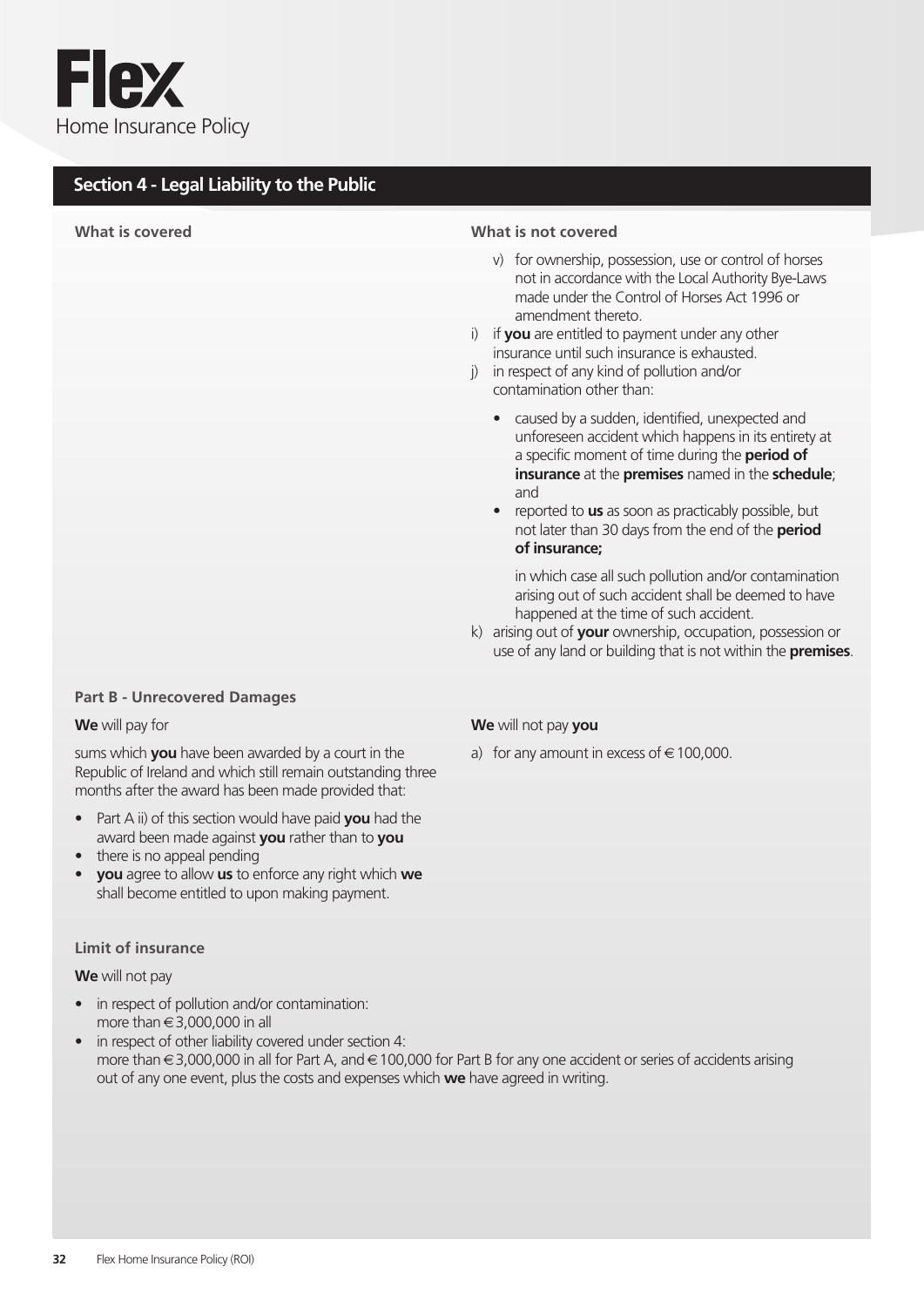## Section 4 - Legal Liability to the Public

**What is covered**

**What is not covered**

v) for ownership, possession, use or control of horses not in accordance with the Local Authority Bye-Laws made under the Control of Horses Act 1996 or amendment thereto.

i) if **you** are entitled to payment under any other insurance until such insurance is exhausted.

j) in respect of any kind of pollution and/or contamination other than:

- caused by a sudden, identified, unexpected and unforeseen accident which happens in its entirety at a specific moment of time during the **period of insurance** at the **premises** named in the **schedule**; and
- reported to **us** as soon as practicably possible, but not later than 30 days from the end of the **period of insurance;**

in which case all such pollution and/or contamination arising out of such accident shall be deemed to have happened at the time of such accident.

k) arising out of **your** ownership, occupation, possession or use of any land or building that is not within the **premises**.

### Part B - Unrecovered Damages

**We** will pay for

sums which **you** have been awarded by a court in the Republic of Ireland and which still remain outstanding three months after the award has been made provided that:

- Part A ii) of this section would have paid **you** had the award been made against **you** rather than to **you**
- there is no appeal pending
- **you** agree to allow **us** to enforce any right which **we** shall become entitled to upon making payment.

**We** will not pay **you**

a) for any amount in excess of €100,000.

### Limit of insurance

**We** will not pay

- in respect of pollution and/or contamination: more than €3,000,000 in all
- in respect of other liability covered under section 4: more than €3,000,000 in all for Part A, and €100,000 for Part B for any one accident or series of accidents arising out of any one event, plus the costs and expenses which **we** have agreed in writing.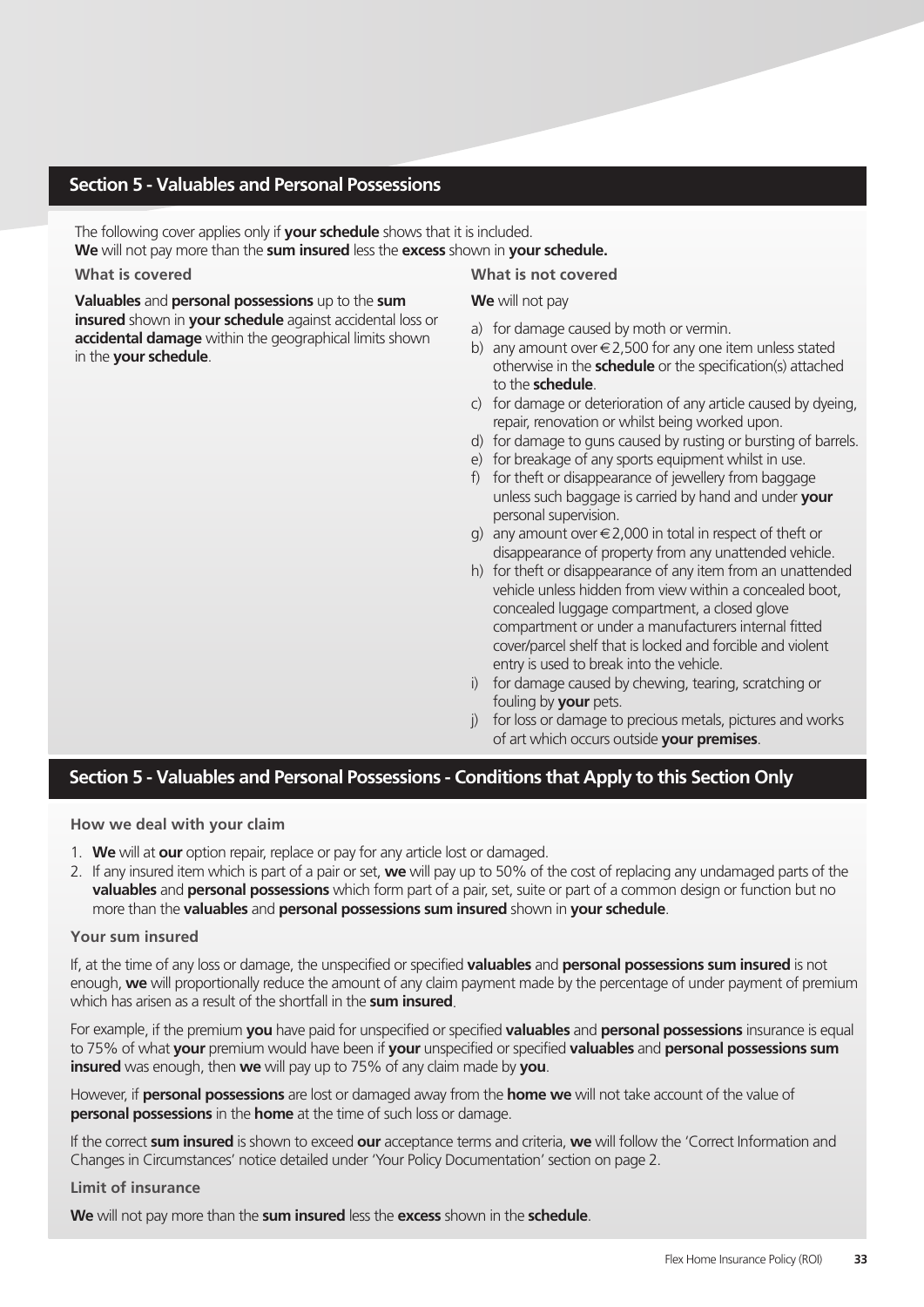## Section 5 - Valuables and Personal Possessions

The following cover applies only if **your schedule** shows that it is included.
**We** will not pay more than the **sum insured** less the **excess** shown in **your schedule.**

### What is covered

**Valuables** and **personal possessions** up to the **sum insured** shown in **your schedule** against accidental loss or **accidental damage** within the geographical limits shown in the **your schedule**.

### What is not covered

**We** will not pay

a) for damage caused by moth or vermin.
b) any amount over €2,500 for any one item unless stated otherwise in the **schedule** or the specification(s) attached to the **schedule**.
c) for damage or deterioration of any article caused by dyeing, repair, renovation or whilst being worked upon.
d) for damage to guns caused by rusting or bursting of barrels.
e) for breakage of any sports equipment whilst in use.
f) for theft or disappearance of jewellery from baggage unless such baggage is carried by hand and under **your** personal supervision.
g) any amount over €2,000 in total in respect of theft or disappearance of property from any unattended vehicle.
h) for theft or disappearance of any item from an unattended vehicle unless hidden from view within a concealed boot, concealed luggage compartment, a closed glove compartment or under a manufacturers internal fitted cover/parcel shelf that is locked and forcible and violent entry is used to break into the vehicle.
i) for damage caused by chewing, tearing, scratching or fouling by **your** pets.
j) for loss or damage to precious metals, pictures and works of art which occurs outside **your premises**.

## Section 5 - Valuables and Personal Possessions - Conditions that Apply to this Section Only

### How we deal with your claim

1. **We** will at **our** option repair, replace or pay for any article lost or damaged.
2. If any insured item which is part of a pair or set, **we** will pay up to 50% of the cost of replacing any undamaged parts of the **valuables** and **personal possessions** which form part of a pair, set, suite or part of a common design or function but no more than the **valuables** and **personal possessions sum insured** shown in **your schedule**.

### Your sum insured

If, at the time of any loss or damage, the unspecified or specified **valuables** and **personal possessions sum insured** is not enough, **we** will proportionally reduce the amount of any claim payment made by the percentage of under payment of premium which has arisen as a result of the shortfall in the **sum insured**.

For example, if the premium **you** have paid for unspecified or specified **valuables** and **personal possessions** insurance is equal to 75% of what **your** premium would have been if **your** unspecified or specified **valuables** and **personal possessions sum insured** was enough, then **we** will pay up to 75% of any claim made by **you**.

However, if **personal possessions** are lost or damaged away from the **home we** will not take account of the value of **personal possessions** in the **home** at the time of such loss or damage.

If the correct **sum insured** is shown to exceed **our** acceptance terms and criteria, **we** will follow the 'Correct Information and Changes in Circumstances' notice detailed under 'Your Policy Documentation' section on page 2.

### Limit of insurance

**We** will not pay more than the **sum insured** less the **excess** shown in the **schedule**.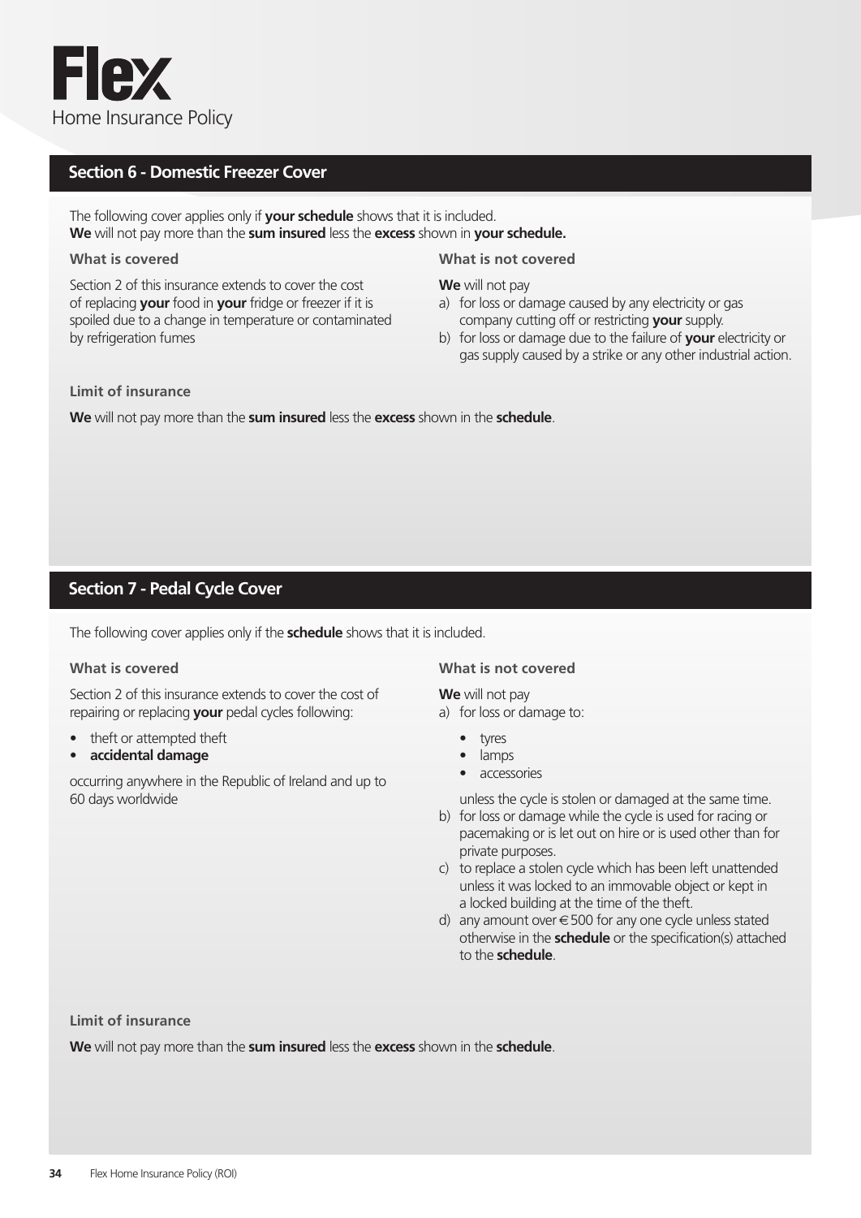## Section 6 - Domestic Freezer Cover

The following cover applies only if **your schedule** shows that it is included.
**We** will not pay more than the **sum insured** less the **excess** shown in **your schedule.**

### What is covered

Section 2 of this insurance extends to cover the cost of replacing **your** food in **your** fridge or freezer if it is spoiled due to a change in temperature or contaminated by refrigeration fumes

### What is not covered

**We** will not pay

a) for loss or damage caused by any electricity or gas company cutting off or restricting **your** supply.
b) for loss or damage due to the failure of **your** electricity or gas supply caused by a strike or any other industrial action.

### Limit of insurance

**We** will not pay more than the **sum insured** less the **excess** shown in the **schedule**.

## Section 7 - Pedal Cycle Cover

The following cover applies only if the **schedule** shows that it is included.

### What is covered

Section 2 of this insurance extends to cover the cost of repairing or replacing **your** pedal cycles following:

- theft or attempted theft
- **accidental damage**

occurring anywhere in the Republic of Ireland and up to 60 days worldwide

### What is not covered

**We** will not pay

a) for loss or damage to:
   - tyres
   - lamps
   - accessories

   unless the cycle is stolen or damaged at the same time.
b) for loss or damage while the cycle is used for racing or pacemaking or is let out on hire or is used other than for private purposes.
c) to replace a stolen cycle which has been left unattended unless it was locked to an immovable object or kept in a locked building at the time of the theft.
d) any amount over €500 for any one cycle unless stated otherwise in the **schedule** or the specification(s) attached to the **schedule**.

### Limit of insurance

**We** will not pay more than the **sum insured** less the **excess** shown in the **schedule**.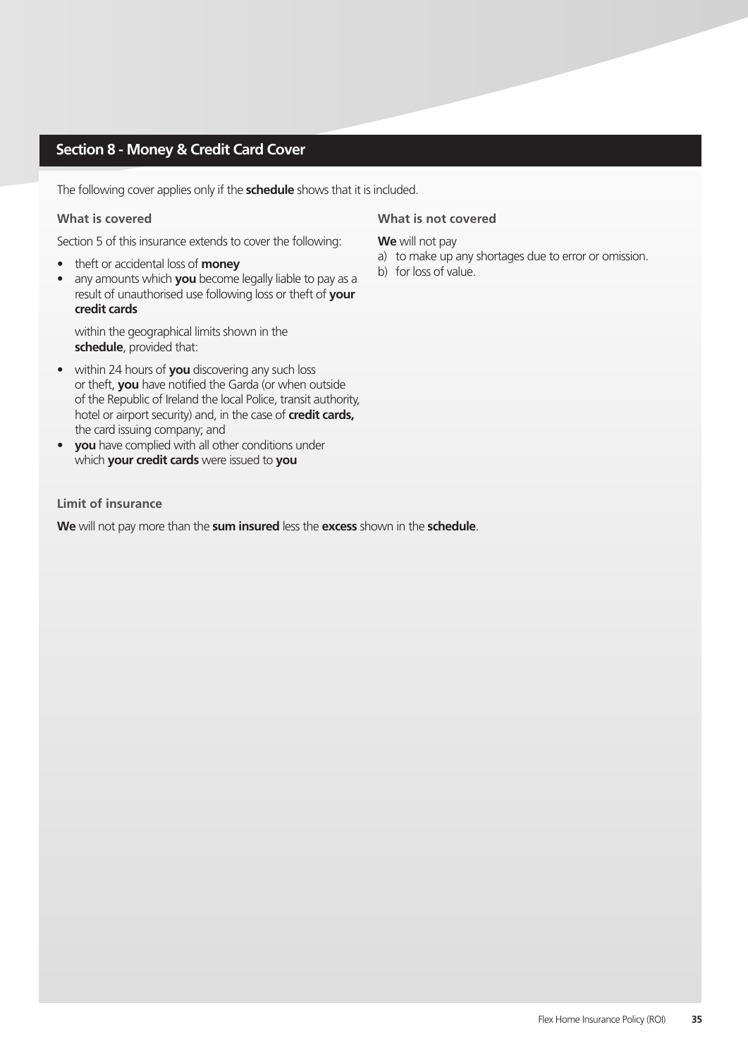## Section 8 - Money & Credit Card Cover

The following cover applies only if the **schedule** shows that it is included.

### What is covered

Section 5 of this insurance extends to cover the following:

- theft or accidental loss of **money**
- any amounts which **you** become legally liable to pay as a result of unauthorised use following loss or theft of **your credit cards**

within the geographical limits shown in the **schedule**, provided that:

- within 24 hours of **you** discovering any such loss or theft, **you** have notified the Garda (or when outside of the Republic of Ireland the local Police, transit authority, hotel or airport security) and, in the case of **credit cards,** the card issuing company; and
- **you** have complied with all other conditions under which **your credit cards** were issued to **you**

### What is not covered

**We** will not pay

a) to make up any shortages due to error or omission.
b) for loss of value.

### Limit of insurance

**We** will not pay more than the **sum insured** less the **excess** shown in the **schedule**.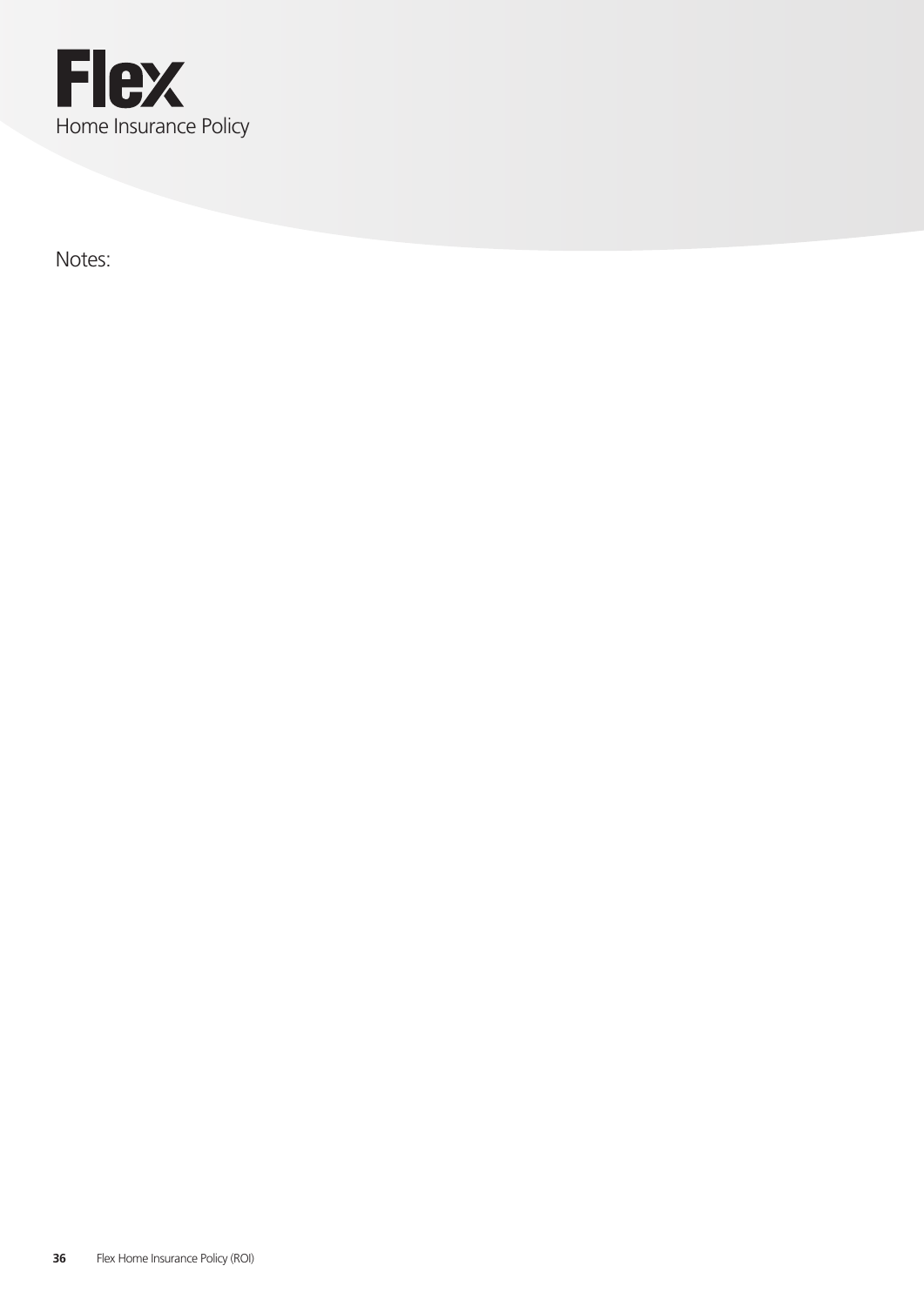Notes: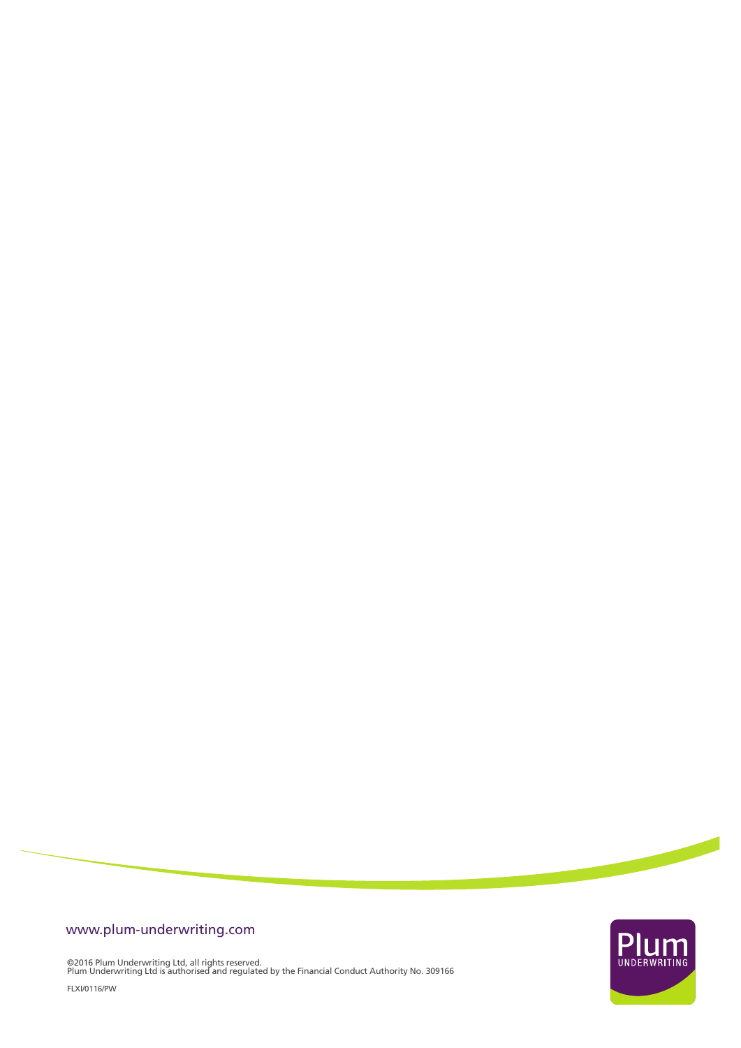www.plum-underwriting.com

©2016 Plum Underwriting Ltd, all rights reserved.
Plum Underwriting Ltd is authorised and regulated by the Financial Conduct Authority No. 309166

FLXI/0116/PW